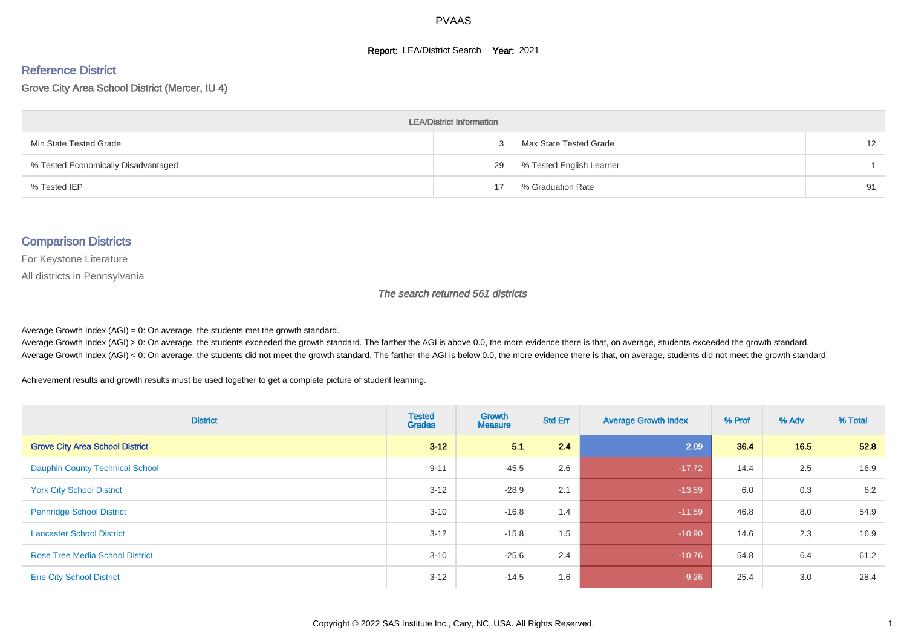# PVAAS

**Report:** LEA/District Search **Year:** 2021

## Reference District

Grove City Area School District (Mercer, IU 4)

| LEA/District Information | | | |
|---|---|---|---|
| Min State Tested Grade | 3 | Max State Tested Grade | 12 |
| % Tested Economically Disadvantaged | 29 | % Tested English Learner | 1 |
| % Tested IEP | 17 | % Graduation Rate | 91 |

## Comparison Districts

For Keystone Literature

All districts in Pennsylvania

*The search returned 561 districts*

Average Growth Index (AGI) = 0: On average, the students met the growth standard.
Average Growth Index (AGI) > 0: On average, the students exceeded the growth standard. The farther the AGI is above 0.0, the more evidence there is that, on average, students exceeded the growth standard.
Average Growth Index (AGI) < 0: On average, the students did not meet the growth standard. The farther the AGI is below 0.0, the more evidence there is that, on average, students did not meet the growth standard.

Achievement results and growth results must be used together to get a complete picture of student learning.

| District | Tested Grades | Growth Measure | Std Err | Average Growth Index | % Prof | % Adv | % Total |
|---|---|---|---|---|---|---|---|
| **Grove City Area School District** | **3-12** | **5.1** | **2.4** | **2.09** | **36.4** | **16.5** | **52.8** |
| Dauphin County Technical School | 9-11 | -45.5 | 2.6 | -17.72 | 14.4 | 2.5 | 16.9 |
| York City School District | 3-12 | -28.9 | 2.1 | -13.59 | 6.0 | 0.3 | 6.2 |
| Pennridge School District | 3-10 | -16.8 | 1.4 | -11.59 | 46.8 | 8.0 | 54.9 |
| Lancaster School District | 3-12 | -15.8 | 1.5 | -10.90 | 14.6 | 2.3 | 16.9 |
| Rose Tree Media School District | 3-10 | -25.6 | 2.4 | -10.76 | 54.8 | 6.4 | 61.2 |
| Erie City School District | 3-12 | -14.5 | 1.6 | -9.26 | 25.4 | 3.0 | 28.4 |

Copyright © 2022 SAS Institute Inc., Cary, NC, USA. All Rights Reserved.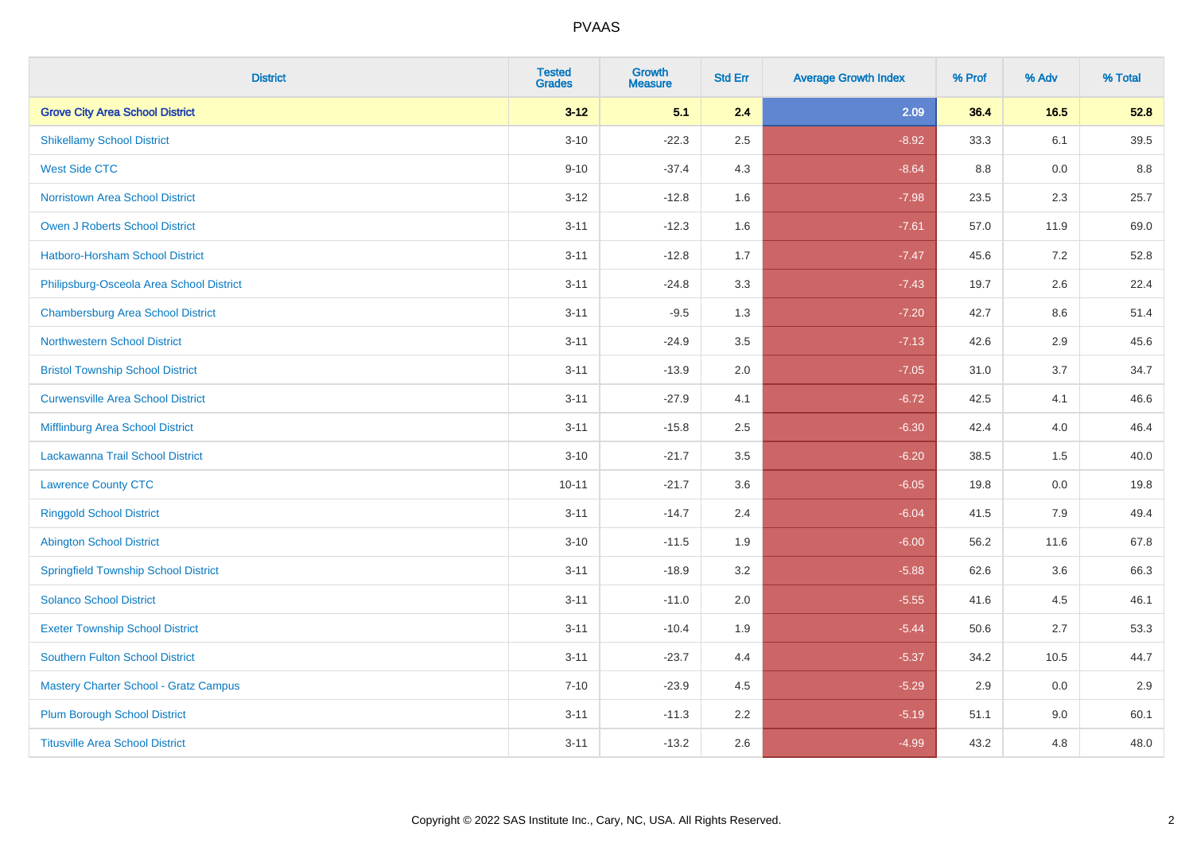| District | Tested Grades | Growth Measure | Std Err | Average Growth Index | % Prof | % Adv | % Total |
|---|---|---|---|---|---|---|---|
| **Grove City Area School District** | **3-12** | **5.1** | **2.4** | **2.09** | **36.4** | **16.5** | **52.8** |
| Shikellamy School District | 3-10 | -22.3 | 2.5 | -8.92 | 33.3 | 6.1 | 39.5 |
| West Side CTC | 9-10 | -37.4 | 4.3 | -8.64 | 8.8 | 0.0 | 8.8 |
| Norristown Area School District | 3-12 | -12.8 | 1.6 | -7.98 | 23.5 | 2.3 | 25.7 |
| Owen J Roberts School District | 3-11 | -12.3 | 1.6 | -7.61 | 57.0 | 11.9 | 69.0 |
| Hatboro-Horsham School District | 3-11 | -12.8 | 1.7 | -7.47 | 45.6 | 7.2 | 52.8 |
| Philipsburg-Osceola Area School District | 3-11 | -24.8 | 3.3 | -7.43 | 19.7 | 2.6 | 22.4 |
| Chambersburg Area School District | 3-11 | -9.5 | 1.3 | -7.20 | 42.7 | 8.6 | 51.4 |
| Northwestern School District | 3-11 | -24.9 | 3.5 | -7.13 | 42.6 | 2.9 | 45.6 |
| Bristol Township School District | 3-11 | -13.9 | 2.0 | -7.05 | 31.0 | 3.7 | 34.7 |
| Curwensville Area School District | 3-11 | -27.9 | 4.1 | -6.72 | 42.5 | 4.1 | 46.6 |
| Mifflinburg Area School District | 3-11 | -15.8 | 2.5 | -6.30 | 42.4 | 4.0 | 46.4 |
| Lackawanna Trail School District | 3-10 | -21.7 | 3.5 | -6.20 | 38.5 | 1.5 | 40.0 |
| Lawrence County CTC | 10-11 | -21.7 | 3.6 | -6.05 | 19.8 | 0.0 | 19.8 |
| Ringgold School District | 3-11 | -14.7 | 2.4 | -6.04 | 41.5 | 7.9 | 49.4 |
| Abington School District | 3-10 | -11.5 | 1.9 | -6.00 | 56.2 | 11.6 | 67.8 |
| Springfield Township School District | 3-11 | -18.9 | 3.2 | -5.88 | 62.6 | 3.6 | 66.3 |
| Solanco School District | 3-11 | -11.0 | 2.0 | -5.55 | 41.6 | 4.5 | 46.1 |
| Exeter Township School District | 3-11 | -10.4 | 1.9 | -5.44 | 50.6 | 2.7 | 53.3 |
| Southern Fulton School District | 3-11 | -23.7 | 4.4 | -5.37 | 34.2 | 10.5 | 44.7 |
| Mastery Charter School - Gratz Campus | 7-10 | -23.9 | 4.5 | -5.29 | 2.9 | 0.0 | 2.9 |
| Plum Borough School District | 3-11 | -11.3 | 2.2 | -5.19 | 51.1 | 9.0 | 60.1 |
| Titusville Area School District | 3-11 | -13.2 | 2.6 | -4.99 | 43.2 | 4.8 | 48.0 |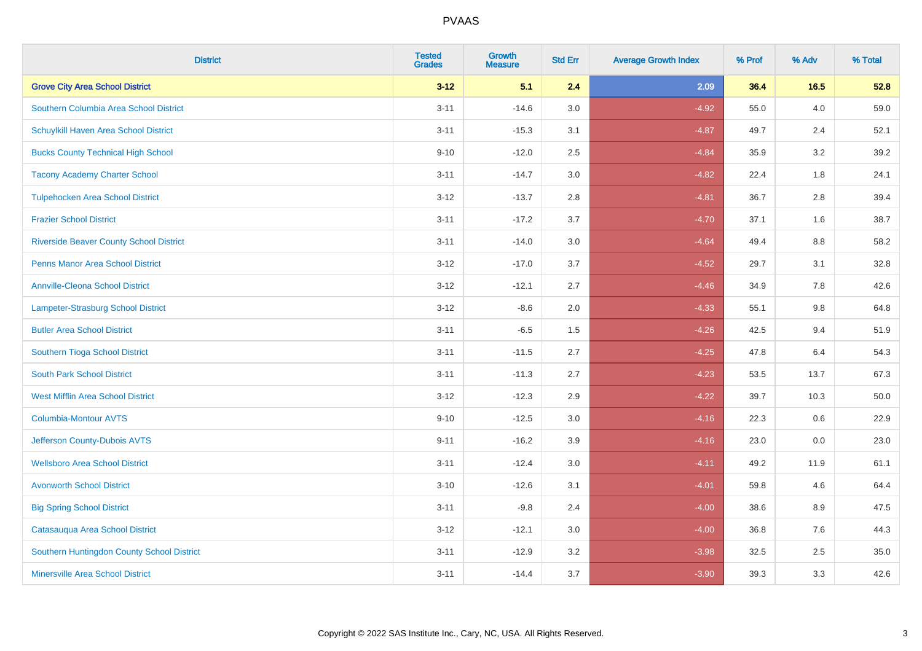| District | Tested Grades | Growth Measure | Std Err | Average Growth Index | % Prof | % Adv | % Total |
|---|---|---|---|---|---|---|---|
| **Grove City Area School District** | **3-12** | **5.1** | **2.4** | **2.09** | **36.4** | **16.5** | **52.8** |
| Southern Columbia Area School District | 3-11 | -14.6 | 3.0 | -4.92 | 55.0 | 4.0 | 59.0 |
| Schuylkill Haven Area School District | 3-11 | -15.3 | 3.1 | -4.87 | 49.7 | 2.4 | 52.1 |
| Bucks County Technical High School | 9-10 | -12.0 | 2.5 | -4.84 | 35.9 | 3.2 | 39.2 |
| Tacony Academy Charter School | 3-11 | -14.7 | 3.0 | -4.82 | 22.4 | 1.8 | 24.1 |
| Tulpehocken Area School District | 3-12 | -13.7 | 2.8 | -4.81 | 36.7 | 2.8 | 39.4 |
| Frazier School District | 3-11 | -17.2 | 3.7 | -4.70 | 37.1 | 1.6 | 38.7 |
| Riverside Beaver County School District | 3-11 | -14.0 | 3.0 | -4.64 | 49.4 | 8.8 | 58.2 |
| Penns Manor Area School District | 3-12 | -17.0 | 3.7 | -4.52 | 29.7 | 3.1 | 32.8 |
| Annville-Cleona School District | 3-12 | -12.1 | 2.7 | -4.46 | 34.9 | 7.8 | 42.6 |
| Lampeter-Strasburg School District | 3-12 | -8.6 | 2.0 | -4.33 | 55.1 | 9.8 | 64.8 |
| Butler Area School District | 3-11 | -6.5 | 1.5 | -4.26 | 42.5 | 9.4 | 51.9 |
| Southern Tioga School District | 3-11 | -11.5 | 2.7 | -4.25 | 47.8 | 6.4 | 54.3 |
| South Park School District | 3-11 | -11.3 | 2.7 | -4.23 | 53.5 | 13.7 | 67.3 |
| West Mifflin Area School District | 3-12 | -12.3 | 2.9 | -4.22 | 39.7 | 10.3 | 50.0 |
| Columbia-Montour AVTS | 9-10 | -12.5 | 3.0 | -4.16 | 22.3 | 0.6 | 22.9 |
| Jefferson County-Dubois AVTS | 9-11 | -16.2 | 3.9 | -4.16 | 23.0 | 0.0 | 23.0 |
| Wellsboro Area School District | 3-11 | -12.4 | 3.0 | -4.11 | 49.2 | 11.9 | 61.1 |
| Avonworth School District | 3-10 | -12.6 | 3.1 | -4.01 | 59.8 | 4.6 | 64.4 |
| Big Spring School District | 3-11 | -9.8 | 2.4 | -4.00 | 38.6 | 8.9 | 47.5 |
| Catasauqua Area School District | 3-12 | -12.1 | 3.0 | -4.00 | 36.8 | 7.6 | 44.3 |
| Southern Huntingdon County School District | 3-11 | -12.9 | 3.2 | -3.98 | 32.5 | 2.5 | 35.0 |
| Minersville Area School District | 3-11 | -14.4 | 3.7 | -3.90 | 39.3 | 3.3 | 42.6 |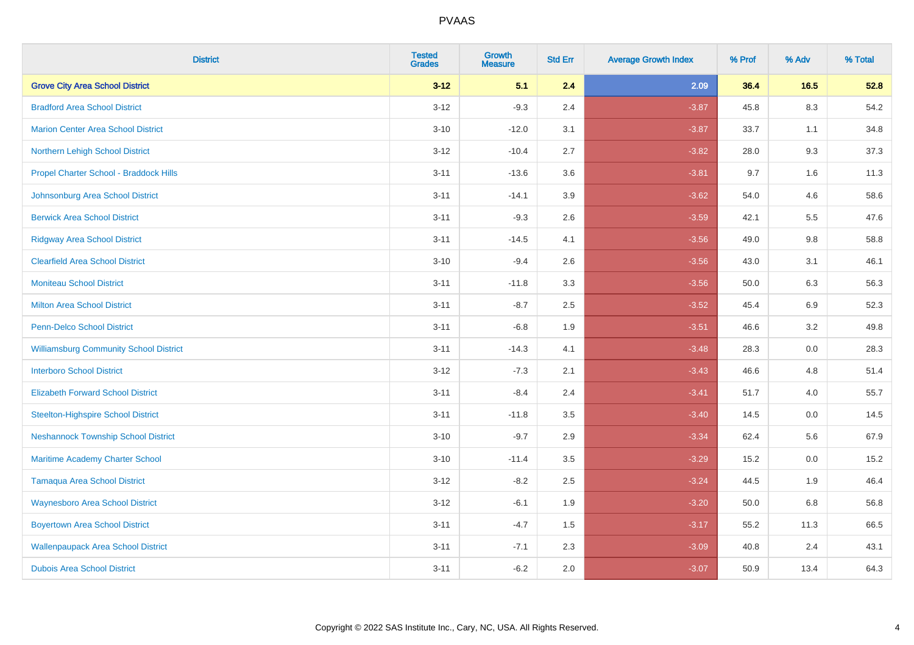# PVAAS

| District | Tested Grades | Growth Measure | Std Err | Average Growth Index | % Prof | % Adv | % Total |
|---|---|---|---|---|---|---|---|
| **Grove City Area School District** | **3-12** | **5.1** | **2.4** | **2.09** | **36.4** | **16.5** | **52.8** |
| Bradford Area School District | 3-12 | -9.3 | 2.4 | -3.87 | 45.8 | 8.3 | 54.2 |
| Marion Center Area School District | 3-10 | -12.0 | 3.1 | -3.87 | 33.7 | 1.1 | 34.8 |
| Northern Lehigh School District | 3-12 | -10.4 | 2.7 | -3.82 | 28.0 | 9.3 | 37.3 |
| Propel Charter School - Braddock Hills | 3-11 | -13.6 | 3.6 | -3.81 | 9.7 | 1.6 | 11.3 |
| Johnsonburg Area School District | 3-11 | -14.1 | 3.9 | -3.62 | 54.0 | 4.6 | 58.6 |
| Berwick Area School District | 3-11 | -9.3 | 2.6 | -3.59 | 42.1 | 5.5 | 47.6 |
| Ridgway Area School District | 3-11 | -14.5 | 4.1 | -3.56 | 49.0 | 9.8 | 58.8 |
| Clearfield Area School District | 3-10 | -9.4 | 2.6 | -3.56 | 43.0 | 3.1 | 46.1 |
| Moniteau School District | 3-11 | -11.8 | 3.3 | -3.56 | 50.0 | 6.3 | 56.3 |
| Milton Area School District | 3-11 | -8.7 | 2.5 | -3.52 | 45.4 | 6.9 | 52.3 |
| Penn-Delco School District | 3-11 | -6.8 | 1.9 | -3.51 | 46.6 | 3.2 | 49.8 |
| Williamsburg Community School District | 3-11 | -14.3 | 4.1 | -3.48 | 28.3 | 0.0 | 28.3 |
| Interboro School District | 3-12 | -7.3 | 2.1 | -3.43 | 46.6 | 4.8 | 51.4 |
| Elizabeth Forward School District | 3-11 | -8.4 | 2.4 | -3.41 | 51.7 | 4.0 | 55.7 |
| Steelton-Highspire School District | 3-11 | -11.8 | 3.5 | -3.40 | 14.5 | 0.0 | 14.5 |
| Neshannock Township School District | 3-10 | -9.7 | 2.9 | -3.34 | 62.4 | 5.6 | 67.9 |
| Maritime Academy Charter School | 3-10 | -11.4 | 3.5 | -3.29 | 15.2 | 0.0 | 15.2 |
| Tamaqua Area School District | 3-12 | -8.2 | 2.5 | -3.24 | 44.5 | 1.9 | 46.4 |
| Waynesboro Area School District | 3-12 | -6.1 | 1.9 | -3.20 | 50.0 | 6.8 | 56.8 |
| Boyertown Area School District | 3-11 | -4.7 | 1.5 | -3.17 | 55.2 | 11.3 | 66.5 |
| Wallenpaupack Area School District | 3-11 | -7.1 | 2.3 | -3.09 | 40.8 | 2.4 | 43.1 |
| Dubois Area School District | 3-11 | -6.2 | 2.0 | -3.07 | 50.9 | 13.4 | 64.3 |

Copyright © 2022 SAS Institute Inc., Cary, NC, USA. All Rights Reserved.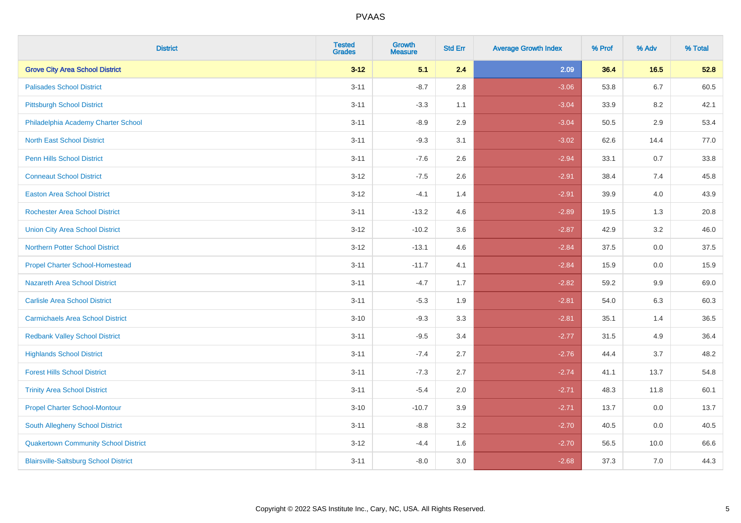| District | Tested Grades | Growth Measure | Std Err | Average Growth Index | % Prof | % Adv | % Total |
|---|---|---|---|---|---|---|---|
| **Grove City Area School District** | **3-12** | **5.1** | **2.4** | **2.09** | **36.4** | **16.5** | **52.8** |
| Palisades School District | 3-11 | -8.7 | 2.8 | -3.06 | 53.8 | 6.7 | 60.5 |
| Pittsburgh School District | 3-11 | -3.3 | 1.1 | -3.04 | 33.9 | 8.2 | 42.1 |
| Philadelphia Academy Charter School | 3-11 | -8.9 | 2.9 | -3.04 | 50.5 | 2.9 | 53.4 |
| North East School District | 3-11 | -9.3 | 3.1 | -3.02 | 62.6 | 14.4 | 77.0 |
| Penn Hills School District | 3-11 | -7.6 | 2.6 | -2.94 | 33.1 | 0.7 | 33.8 |
| Conneaut School District | 3-12 | -7.5 | 2.6 | -2.91 | 38.4 | 7.4 | 45.8 |
| Easton Area School District | 3-12 | -4.1 | 1.4 | -2.91 | 39.9 | 4.0 | 43.9 |
| Rochester Area School District | 3-11 | -13.2 | 4.6 | -2.89 | 19.5 | 1.3 | 20.8 |
| Union City Area School District | 3-12 | -10.2 | 3.6 | -2.87 | 42.9 | 3.2 | 46.0 |
| Northern Potter School District | 3-12 | -13.1 | 4.6 | -2.84 | 37.5 | 0.0 | 37.5 |
| Propel Charter School-Homestead | 3-11 | -11.7 | 4.1 | -2.84 | 15.9 | 0.0 | 15.9 |
| Nazareth Area School District | 3-11 | -4.7 | 1.7 | -2.82 | 59.2 | 9.9 | 69.0 |
| Carlisle Area School District | 3-11 | -5.3 | 1.9 | -2.81 | 54.0 | 6.3 | 60.3 |
| Carmichaels Area School District | 3-10 | -9.3 | 3.3 | -2.81 | 35.1 | 1.4 | 36.5 |
| Redbank Valley School District | 3-11 | -9.5 | 3.4 | -2.77 | 31.5 | 4.9 | 36.4 |
| Highlands School District | 3-11 | -7.4 | 2.7 | -2.76 | 44.4 | 3.7 | 48.2 |
| Forest Hills School District | 3-11 | -7.3 | 2.7 | -2.74 | 41.1 | 13.7 | 54.8 |
| Trinity Area School District | 3-11 | -5.4 | 2.0 | -2.71 | 48.3 | 11.8 | 60.1 |
| Propel Charter School-Montour | 3-10 | -10.7 | 3.9 | -2.71 | 13.7 | 0.0 | 13.7 |
| South Allegheny School District | 3-11 | -8.8 | 3.2 | -2.70 | 40.5 | 0.0 | 40.5 |
| Quakertown Community School District | 3-12 | -4.4 | 1.6 | -2.70 | 56.5 | 10.0 | 66.6 |
| Blairsville-Saltsburg School District | 3-11 | -8.0 | 3.0 | -2.68 | 37.3 | 7.0 | 44.3 |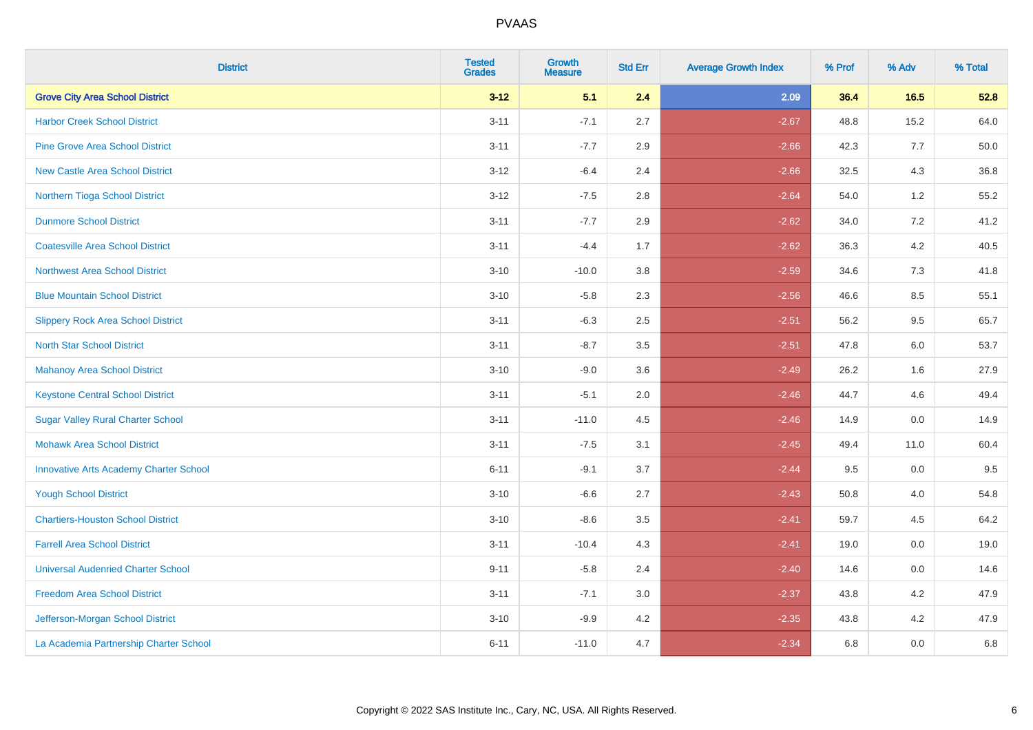# PVAAS

| District | Tested Grades | Growth Measure | Std Err | Average Growth Index | % Prof | % Adv | % Total |
|---|---|---|---|---|---|---|---|
| **Grove City Area School District** | **3-12** | **5.1** | **2.4** | **2.09** | **36.4** | **16.5** | **52.8** |
| Harbor Creek School District | 3-11 | -7.1 | 2.7 | -2.67 | 48.8 | 15.2 | 64.0 |
| Pine Grove Area School District | 3-11 | -7.7 | 2.9 | -2.66 | 42.3 | 7.7 | 50.0 |
| New Castle Area School District | 3-12 | -6.4 | 2.4 | -2.66 | 32.5 | 4.3 | 36.8 |
| Northern Tioga School District | 3-12 | -7.5 | 2.8 | -2.64 | 54.0 | 1.2 | 55.2 |
| Dunmore School District | 3-11 | -7.7 | 2.9 | -2.62 | 34.0 | 7.2 | 41.2 |
| Coatesville Area School District | 3-11 | -4.4 | 1.7 | -2.62 | 36.3 | 4.2 | 40.5 |
| Northwest Area School District | 3-10 | -10.0 | 3.8 | -2.59 | 34.6 | 7.3 | 41.8 |
| Blue Mountain School District | 3-10 | -5.8 | 2.3 | -2.56 | 46.6 | 8.5 | 55.1 |
| Slippery Rock Area School District | 3-11 | -6.3 | 2.5 | -2.51 | 56.2 | 9.5 | 65.7 |
| North Star School District | 3-11 | -8.7 | 3.5 | -2.51 | 47.8 | 6.0 | 53.7 |
| Mahanoy Area School District | 3-10 | -9.0 | 3.6 | -2.49 | 26.2 | 1.6 | 27.9 |
| Keystone Central School District | 3-11 | -5.1 | 2.0 | -2.46 | 44.7 | 4.6 | 49.4 |
| Sugar Valley Rural Charter School | 3-11 | -11.0 | 4.5 | -2.46 | 14.9 | 0.0 | 14.9 |
| Mohawk Area School District | 3-11 | -7.5 | 3.1 | -2.45 | 49.4 | 11.0 | 60.4 |
| Innovative Arts Academy Charter School | 6-11 | -9.1 | 3.7 | -2.44 | 9.5 | 0.0 | 9.5 |
| Yough School District | 3-10 | -6.6 | 2.7 | -2.43 | 50.8 | 4.0 | 54.8 |
| Chartiers-Houston School District | 3-10 | -8.6 | 3.5 | -2.41 | 59.7 | 4.5 | 64.2 |
| Farrell Area School District | 3-11 | -10.4 | 4.3 | -2.41 | 19.0 | 0.0 | 19.0 |
| Universal Audenried Charter School | 9-11 | -5.8 | 2.4 | -2.40 | 14.6 | 0.0 | 14.6 |
| Freedom Area School District | 3-11 | -7.1 | 3.0 | -2.37 | 43.8 | 4.2 | 47.9 |
| Jefferson-Morgan School District | 3-10 | -9.9 | 4.2 | -2.35 | 43.8 | 4.2 | 47.9 |
| La Academia Partnership Charter School | 6-11 | -11.0 | 4.7 | -2.34 | 6.8 | 0.0 | 6.8 |

Copyright © 2022 SAS Institute Inc., Cary, NC, USA. All Rights Reserved.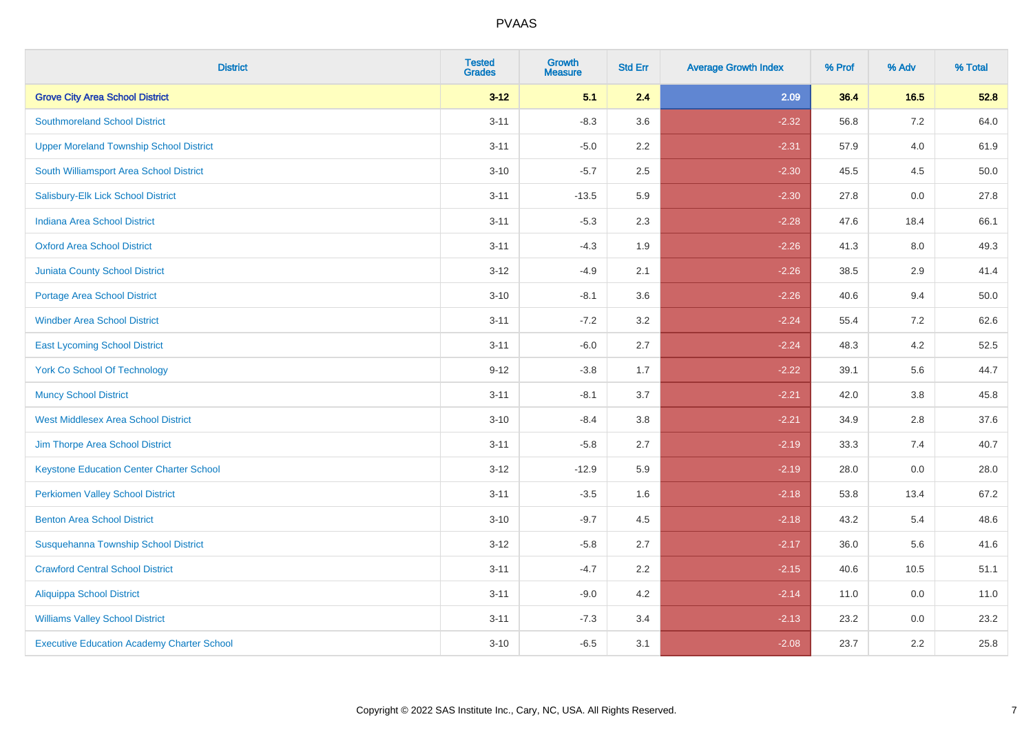# PVAAS

| District | Tested Grades | Growth Measure | Std Err | Average Growth Index | % Prof | % Adv | % Total |
|---|---|---|---|---|---|---|---|
| **Grove City Area School District** | **3-12** | **5.1** | **2.4** | **2.09** | **36.4** | **16.5** | **52.8** |
| Southmoreland School District | 3-11 | -8.3 | 3.6 | -2.32 | 56.8 | 7.2 | 64.0 |
| Upper Moreland Township School District | 3-11 | -5.0 | 2.2 | -2.31 | 57.9 | 4.0 | 61.9 |
| South Williamsport Area School District | 3-10 | -5.7 | 2.5 | -2.30 | 45.5 | 4.5 | 50.0 |
| Salisbury-Elk Lick School District | 3-11 | -13.5 | 5.9 | -2.30 | 27.8 | 0.0 | 27.8 |
| Indiana Area School District | 3-11 | -5.3 | 2.3 | -2.28 | 47.6 | 18.4 | 66.1 |
| Oxford Area School District | 3-11 | -4.3 | 1.9 | -2.26 | 41.3 | 8.0 | 49.3 |
| Juniata County School District | 3-12 | -4.9 | 2.1 | -2.26 | 38.5 | 2.9 | 41.4 |
| Portage Area School District | 3-10 | -8.1 | 3.6 | -2.26 | 40.6 | 9.4 | 50.0 |
| Windber Area School District | 3-11 | -7.2 | 3.2 | -2.24 | 55.4 | 7.2 | 62.6 |
| East Lycoming School District | 3-11 | -6.0 | 2.7 | -2.24 | 48.3 | 4.2 | 52.5 |
| York Co School Of Technology | 9-12 | -3.8 | 1.7 | -2.22 | 39.1 | 5.6 | 44.7 |
| Muncy School District | 3-11 | -8.1 | 3.7 | -2.21 | 42.0 | 3.8 | 45.8 |
| West Middlesex Area School District | 3-10 | -8.4 | 3.8 | -2.21 | 34.9 | 2.8 | 37.6 |
| Jim Thorpe Area School District | 3-11 | -5.8 | 2.7 | -2.19 | 33.3 | 7.4 | 40.7 |
| Keystone Education Center Charter School | 3-12 | -12.9 | 5.9 | -2.19 | 28.0 | 0.0 | 28.0 |
| Perkiomen Valley School District | 3-11 | -3.5 | 1.6 | -2.18 | 53.8 | 13.4 | 67.2 |
| Benton Area School District | 3-10 | -9.7 | 4.5 | -2.18 | 43.2 | 5.4 | 48.6 |
| Susquehanna Township School District | 3-12 | -5.8 | 2.7 | -2.17 | 36.0 | 5.6 | 41.6 |
| Crawford Central School District | 3-11 | -4.7 | 2.2 | -2.15 | 40.6 | 10.5 | 51.1 |
| Aliquippa School District | 3-11 | -9.0 | 4.2 | -2.14 | 11.0 | 0.0 | 11.0 |
| Williams Valley School District | 3-11 | -7.3 | 3.4 | -2.13 | 23.2 | 0.0 | 23.2 |
| Executive Education Academy Charter School | 3-10 | -6.5 | 3.1 | -2.08 | 23.7 | 2.2 | 25.8 |

Copyright © 2022 SAS Institute Inc., Cary, NC, USA. All Rights Reserved.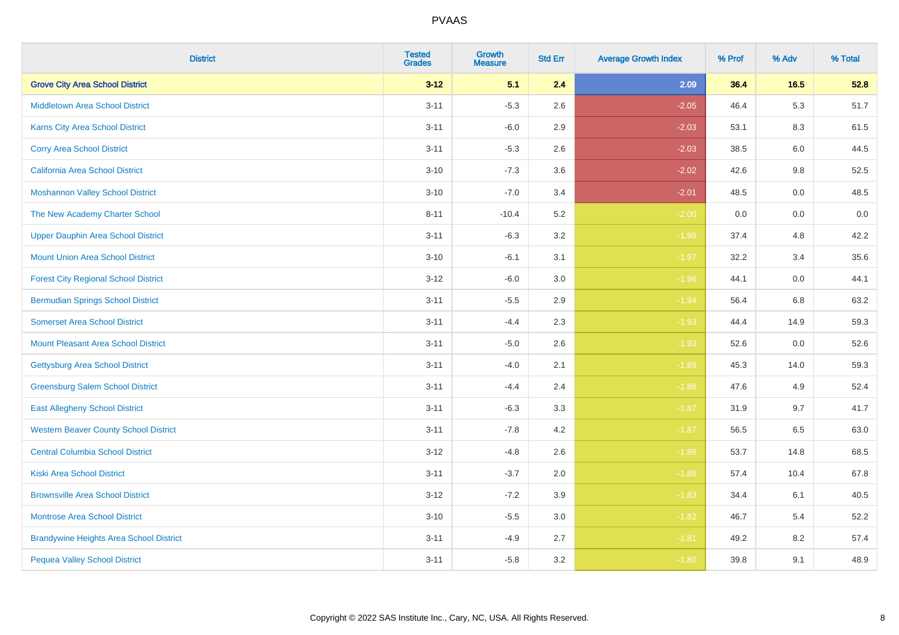| District | Tested Grades | Growth Measure | Std Err | Average Growth Index | % Prof | % Adv | % Total |
|---|---|---|---|---|---|---|---|
| **Grove City Area School District** | **3-12** | **5.1** | **2.4** | **2.09** | **36.4** | **16.5** | **52.8** |
| Middletown Area School District | 3-11 | -5.3 | 2.6 | -2.05 | 46.4 | 5.3 | 51.7 |
| Karns City Area School District | 3-11 | -6.0 | 2.9 | -2.03 | 53.1 | 8.3 | 61.5 |
| Corry Area School District | 3-11 | -5.3 | 2.6 | -2.03 | 38.5 | 6.0 | 44.5 |
| California Area School District | 3-10 | -7.3 | 3.6 | -2.02 | 42.6 | 9.8 | 52.5 |
| Moshannon Valley School District | 3-10 | -7.0 | 3.4 | -2.01 | 48.5 | 0.0 | 48.5 |
| The New Academy Charter School | 8-11 | -10.4 | 5.2 | -2.00 | 0.0 | 0.0 | 0.0 |
| Upper Dauphin Area School District | 3-11 | -6.3 | 3.2 | -1.98 | 37.4 | 4.8 | 42.2 |
| Mount Union Area School District | 3-10 | -6.1 | 3.1 | -1.97 | 32.2 | 3.4 | 35.6 |
| Forest City Regional School District | 3-12 | -6.0 | 3.0 | -1.96 | 44.1 | 0.0 | 44.1 |
| Bermudian Springs School District | 3-11 | -5.5 | 2.9 | -1.94 | 56.4 | 6.8 | 63.2 |
| Somerset Area School District | 3-11 | -4.4 | 2.3 | -1.93 | 44.4 | 14.9 | 59.3 |
| Mount Pleasant Area School District | 3-11 | -5.0 | 2.6 | -1.93 | 52.6 | 0.0 | 52.6 |
| Gettysburg Area School District | 3-11 | -4.0 | 2.1 | -1.89 | 45.3 | 14.0 | 59.3 |
| Greensburg Salem School District | 3-11 | -4.4 | 2.4 | -1.88 | 47.6 | 4.9 | 52.4 |
| East Allegheny School District | 3-11 | -6.3 | 3.3 | -1.87 | 31.9 | 9.7 | 41.7 |
| Western Beaver County School District | 3-11 | -7.8 | 4.2 | -1.87 | 56.5 | 6.5 | 63.0 |
| Central Columbia School District | 3-12 | -4.8 | 2.6 | -1.86 | 53.7 | 14.8 | 68.5 |
| Kiski Area School District | 3-11 | -3.7 | 2.0 | -1.86 | 57.4 | 10.4 | 67.8 |
| Brownsville Area School District | 3-12 | -7.2 | 3.9 | -1.83 | 34.4 | 6.1 | 40.5 |
| Montrose Area School District | 3-10 | -5.5 | 3.0 | -1.82 | 46.7 | 5.4 | 52.2 |
| Brandywine Heights Area School District | 3-11 | -4.9 | 2.7 | -1.81 | 49.2 | 8.2 | 57.4 |
| Pequea Valley School District | 3-11 | -5.8 | 3.2 | -1.80 | 39.8 | 9.1 | 48.9 |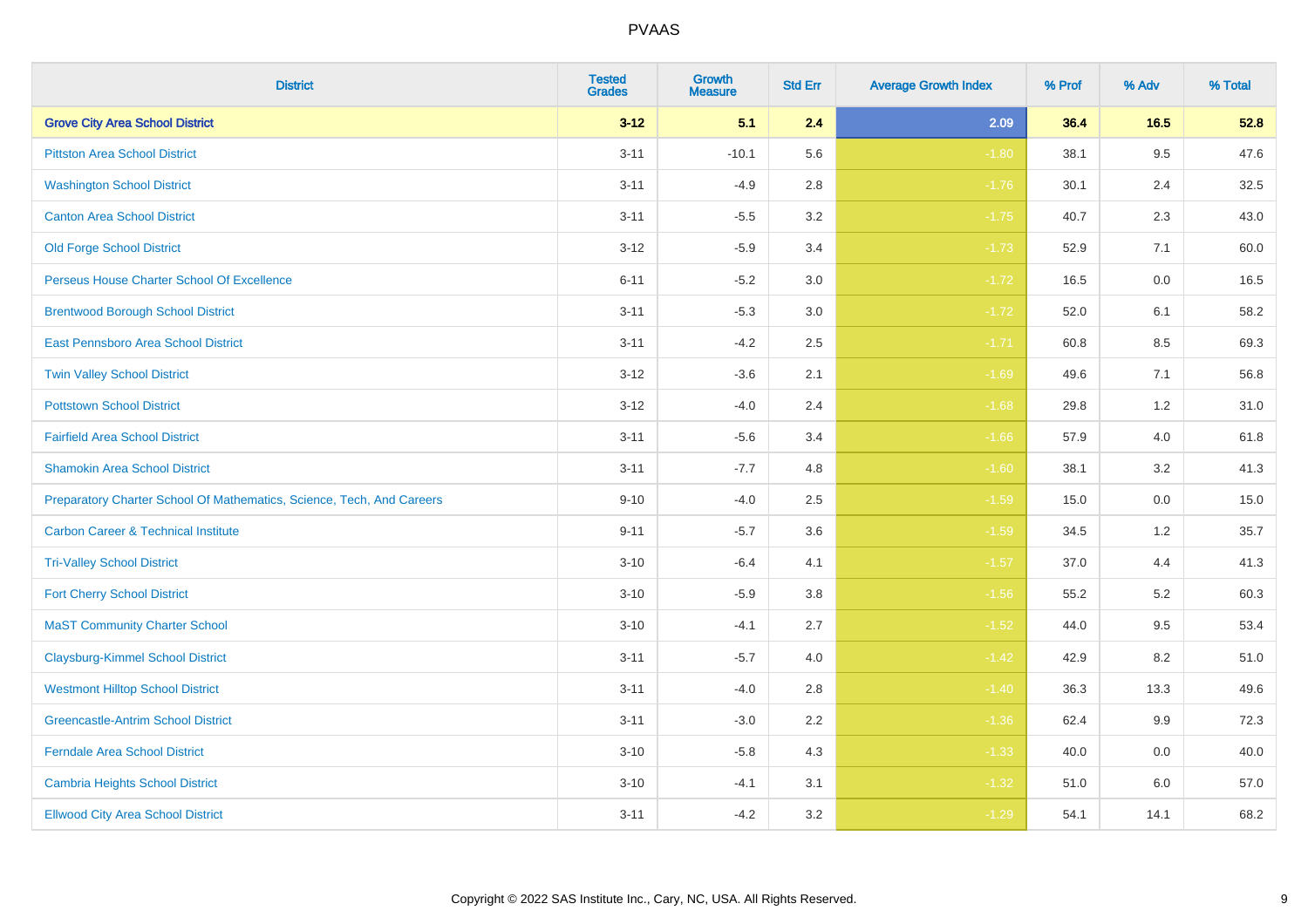# PVAAS

| District | Tested Grades | Growth Measure | Std Err | Average Growth Index | % Prof | % Adv | % Total |
|---|---|---|---|---|---|---|---|
| **Grove City Area School District** | **3-12** | **5.1** | **2.4** | **2.09** | **36.4** | **16.5** | **52.8** |
| Pittston Area School District | 3-11 | -10.1 | 5.6 | -1.80 | 38.1 | 9.5 | 47.6 |
| Washington School District | 3-11 | -4.9 | 2.8 | -1.76 | 30.1 | 2.4 | 32.5 |
| Canton Area School District | 3-11 | -5.5 | 3.2 | -1.75 | 40.7 | 2.3 | 43.0 |
| Old Forge School District | 3-12 | -5.9 | 3.4 | -1.73 | 52.9 | 7.1 | 60.0 |
| Perseus House Charter School Of Excellence | 6-11 | -5.2 | 3.0 | -1.72 | 16.5 | 0.0 | 16.5 |
| Brentwood Borough School District | 3-11 | -5.3 | 3.0 | -1.72 | 52.0 | 6.1 | 58.2 |
| East Pennsboro Area School District | 3-11 | -4.2 | 2.5 | -1.71 | 60.8 | 8.5 | 69.3 |
| Twin Valley School District | 3-12 | -3.6 | 2.1 | -1.69 | 49.6 | 7.1 | 56.8 |
| Pottstown School District | 3-12 | -4.0 | 2.4 | -1.68 | 29.8 | 1.2 | 31.0 |
| Fairfield Area School District | 3-11 | -5.6 | 3.4 | -1.66 | 57.9 | 4.0 | 61.8 |
| Shamokin Area School District | 3-11 | -7.7 | 4.8 | -1.60 | 38.1 | 3.2 | 41.3 |
| Preparatory Charter School Of Mathematics, Science, Tech, And Careers | 9-10 | -4.0 | 2.5 | -1.59 | 15.0 | 0.0 | 15.0 |
| Carbon Career & Technical Institute | 9-11 | -5.7 | 3.6 | -1.59 | 34.5 | 1.2 | 35.7 |
| Tri-Valley School District | 3-10 | -6.4 | 4.1 | -1.57 | 37.0 | 4.4 | 41.3 |
| Fort Cherry School District | 3-10 | -5.9 | 3.8 | -1.56 | 55.2 | 5.2 | 60.3 |
| MaST Community Charter School | 3-10 | -4.1 | 2.7 | -1.52 | 44.0 | 9.5 | 53.4 |
| Claysburg-Kimmel School District | 3-11 | -5.7 | 4.0 | -1.42 | 42.9 | 8.2 | 51.0 |
| Westmont Hilltop School District | 3-11 | -4.0 | 2.8 | -1.40 | 36.3 | 13.3 | 49.6 |
| Greencastle-Antrim School District | 3-11 | -3.0 | 2.2 | -1.36 | 62.4 | 9.9 | 72.3 |
| Ferndale Area School District | 3-10 | -5.8 | 4.3 | -1.33 | 40.0 | 0.0 | 40.0 |
| Cambria Heights School District | 3-10 | -4.1 | 3.1 | -1.32 | 51.0 | 6.0 | 57.0 |
| Ellwood City Area School District | 3-11 | -4.2 | 3.2 | -1.29 | 54.1 | 14.1 | 68.2 |

Copyright © 2022 SAS Institute Inc., Cary, NC, USA. All Rights Reserved.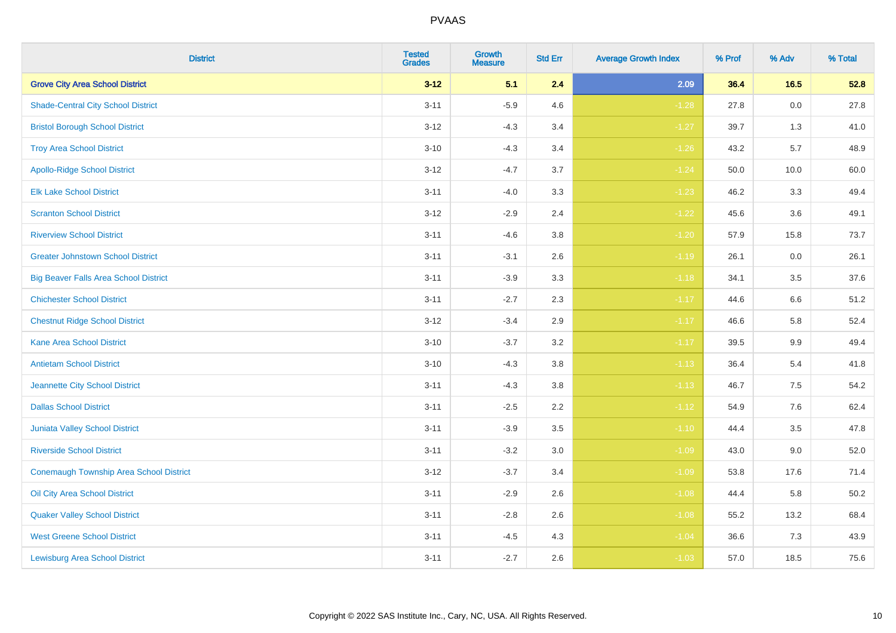| District | Tested Grades | Growth Measure | Std Err | Average Growth Index | % Prof | % Adv | % Total |
|---|---|---|---|---|---|---|---|
| **Grove City Area School District** | **3-12** | **5.1** | **2.4** | **2.09** | **36.4** | **16.5** | **52.8** |
| Shade-Central City School District | 3-11 | -5.9 | 4.6 | -1.28 | 27.8 | 0.0 | 27.8 |
| Bristol Borough School District | 3-12 | -4.3 | 3.4 | -1.27 | 39.7 | 1.3 | 41.0 |
| Troy Area School District | 3-10 | -4.3 | 3.4 | -1.26 | 43.2 | 5.7 | 48.9 |
| Apollo-Ridge School District | 3-12 | -4.7 | 3.7 | -1.24 | 50.0 | 10.0 | 60.0 |
| Elk Lake School District | 3-11 | -4.0 | 3.3 | -1.23 | 46.2 | 3.3 | 49.4 |
| Scranton School District | 3-12 | -2.9 | 2.4 | -1.22 | 45.6 | 3.6 | 49.1 |
| Riverview School District | 3-11 | -4.6 | 3.8 | -1.20 | 57.9 | 15.8 | 73.7 |
| Greater Johnstown School District | 3-11 | -3.1 | 2.6 | -1.19 | 26.1 | 0.0 | 26.1 |
| Big Beaver Falls Area School District | 3-11 | -3.9 | 3.3 | -1.18 | 34.1 | 3.5 | 37.6 |
| Chichester School District | 3-11 | -2.7 | 2.3 | -1.17 | 44.6 | 6.6 | 51.2 |
| Chestnut Ridge School District | 3-12 | -3.4 | 2.9 | -1.17 | 46.6 | 5.8 | 52.4 |
| Kane Area School District | 3-10 | -3.7 | 3.2 | -1.17 | 39.5 | 9.9 | 49.4 |
| Antietam School District | 3-10 | -4.3 | 3.8 | -1.13 | 36.4 | 5.4 | 41.8 |
| Jeannette City School District | 3-11 | -4.3 | 3.8 | -1.13 | 46.7 | 7.5 | 54.2 |
| Dallas School District | 3-11 | -2.5 | 2.2 | -1.12 | 54.9 | 7.6 | 62.4 |
| Juniata Valley School District | 3-11 | -3.9 | 3.5 | -1.10 | 44.4 | 3.5 | 47.8 |
| Riverside School District | 3-11 | -3.2 | 3.0 | -1.09 | 43.0 | 9.0 | 52.0 |
| Conemaugh Township Area School District | 3-12 | -3.7 | 3.4 | -1.09 | 53.8 | 17.6 | 71.4 |
| Oil City Area School District | 3-11 | -2.9 | 2.6 | -1.08 | 44.4 | 5.8 | 50.2 |
| Quaker Valley School District | 3-11 | -2.8 | 2.6 | -1.08 | 55.2 | 13.2 | 68.4 |
| West Greene School District | 3-11 | -4.5 | 4.3 | -1.04 | 36.6 | 7.3 | 43.9 |
| Lewisburg Area School District | 3-11 | -2.7 | 2.6 | -1.03 | 57.0 | 18.5 | 75.6 |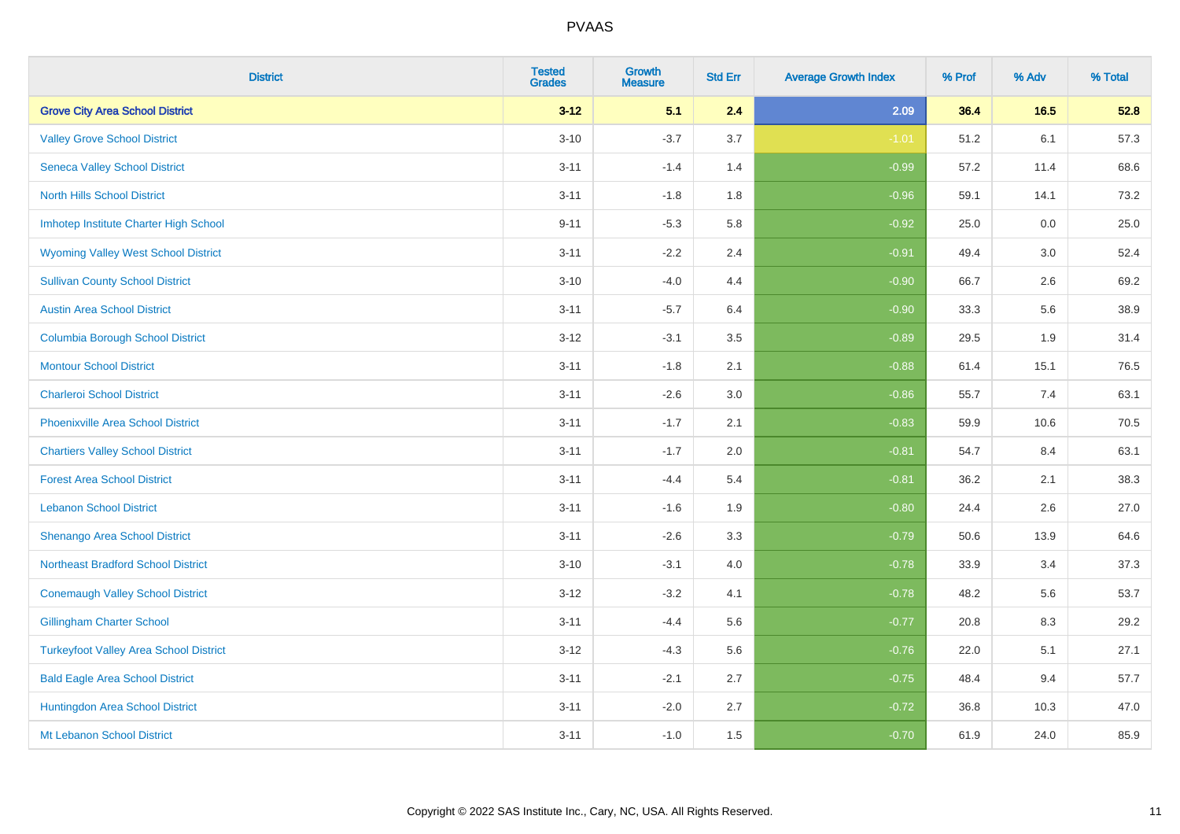# PVAAS

| District | Tested Grades | Growth Measure | Std Err | Average Growth Index | % Prof | % Adv | % Total |
|---|---|---|---|---|---|---|---|
| **Grove City Area School District** | **3-12** | **5.1** | **2.4** | **2.09** | **36.4** | **16.5** | **52.8** |
| Valley Grove School District | 3-10 | -3.7 | 3.7 | -1.01 | 51.2 | 6.1 | 57.3 |
| Seneca Valley School District | 3-11 | -1.4 | 1.4 | -0.99 | 57.2 | 11.4 | 68.6 |
| North Hills School District | 3-11 | -1.8 | 1.8 | -0.96 | 59.1 | 14.1 | 73.2 |
| Imhotep Institute Charter High School | 9-11 | -5.3 | 5.8 | -0.92 | 25.0 | 0.0 | 25.0 |
| Wyoming Valley West School District | 3-11 | -2.2 | 2.4 | -0.91 | 49.4 | 3.0 | 52.4 |
| Sullivan County School District | 3-10 | -4.0 | 4.4 | -0.90 | 66.7 | 2.6 | 69.2 |
| Austin Area School District | 3-11 | -5.7 | 6.4 | -0.90 | 33.3 | 5.6 | 38.9 |
| Columbia Borough School District | 3-12 | -3.1 | 3.5 | -0.89 | 29.5 | 1.9 | 31.4 |
| Montour School District | 3-11 | -1.8 | 2.1 | -0.88 | 61.4 | 15.1 | 76.5 |
| Charleroi School District | 3-11 | -2.6 | 3.0 | -0.86 | 55.7 | 7.4 | 63.1 |
| Phoenixville Area School District | 3-11 | -1.7 | 2.1 | -0.83 | 59.9 | 10.6 | 70.5 |
| Chartiers Valley School District | 3-11 | -1.7 | 2.0 | -0.81 | 54.7 | 8.4 | 63.1 |
| Forest Area School District | 3-11 | -4.4 | 5.4 | -0.81 | 36.2 | 2.1 | 38.3 |
| Lebanon School District | 3-11 | -1.6 | 1.9 | -0.80 | 24.4 | 2.6 | 27.0 |
| Shenango Area School District | 3-11 | -2.6 | 3.3 | -0.79 | 50.6 | 13.9 | 64.6 |
| Northeast Bradford School District | 3-10 | -3.1 | 4.0 | -0.78 | 33.9 | 3.4 | 37.3 |
| Conemaugh Valley School District | 3-12 | -3.2 | 4.1 | -0.78 | 48.2 | 5.6 | 53.7 |
| Gillingham Charter School | 3-11 | -4.4 | 5.6 | -0.77 | 20.8 | 8.3 | 29.2 |
| Turkeyfoot Valley Area School District | 3-12 | -4.3 | 5.6 | -0.76 | 22.0 | 5.1 | 27.1 |
| Bald Eagle Area School District | 3-11 | -2.1 | 2.7 | -0.75 | 48.4 | 9.4 | 57.7 |
| Huntingdon Area School District | 3-11 | -2.0 | 2.7 | -0.72 | 36.8 | 10.3 | 47.0 |
| Mt Lebanon School District | 3-11 | -1.0 | 1.5 | -0.70 | 61.9 | 24.0 | 85.9 |

Copyright © 2022 SAS Institute Inc., Cary, NC, USA. All Rights Reserved.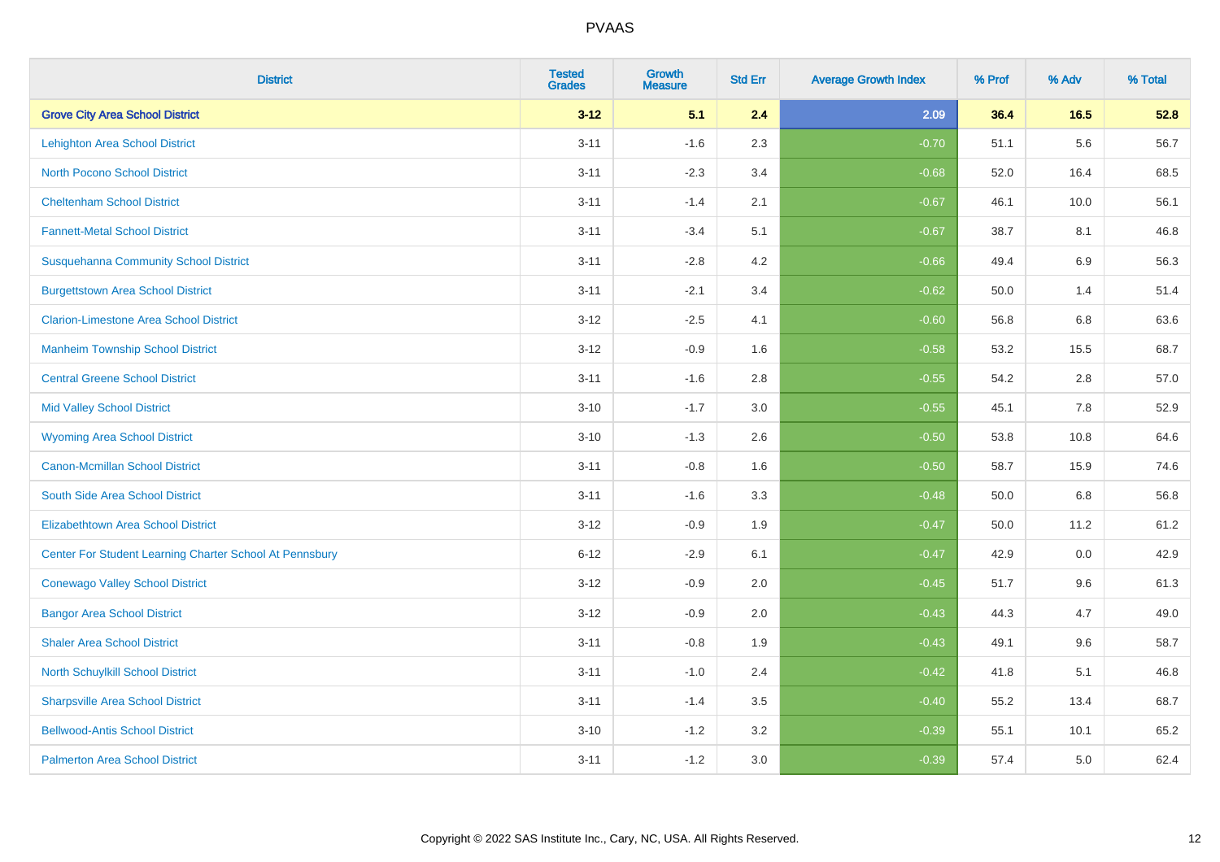PVAAS

| District | Tested Grades | Growth Measure | Std Err | Average Growth Index | % Prof | % Adv | % Total |
|---|---|---|---|---|---|---|---|
| **Grove City Area School District** | **3-12** | **5.1** | **2.4** | **2.09** | **36.4** | **16.5** | **52.8** |
| Lehighton Area School District | 3-11 | -1.6 | 2.3 | -0.70 | 51.1 | 5.6 | 56.7 |
| North Pocono School District | 3-11 | -2.3 | 3.4 | -0.68 | 52.0 | 16.4 | 68.5 |
| Cheltenham School District | 3-11 | -1.4 | 2.1 | -0.67 | 46.1 | 10.0 | 56.1 |
| Fannett-Metal School District | 3-11 | -3.4 | 5.1 | -0.67 | 38.7 | 8.1 | 46.8 |
| Susquehanna Community School District | 3-11 | -2.8 | 4.2 | -0.66 | 49.4 | 6.9 | 56.3 |
| Burgettstown Area School District | 3-11 | -2.1 | 3.4 | -0.62 | 50.0 | 1.4 | 51.4 |
| Clarion-Limestone Area School District | 3-12 | -2.5 | 4.1 | -0.60 | 56.8 | 6.8 | 63.6 |
| Manheim Township School District | 3-12 | -0.9 | 1.6 | -0.58 | 53.2 | 15.5 | 68.7 |
| Central Greene School District | 3-11 | -1.6 | 2.8 | -0.55 | 54.2 | 2.8 | 57.0 |
| Mid Valley School District | 3-10 | -1.7 | 3.0 | -0.55 | 45.1 | 7.8 | 52.9 |
| Wyoming Area School District | 3-10 | -1.3 | 2.6 | -0.50 | 53.8 | 10.8 | 64.6 |
| Canon-Mcmillan School District | 3-11 | -0.8 | 1.6 | -0.50 | 58.7 | 15.9 | 74.6 |
| South Side Area School District | 3-11 | -1.6 | 3.3 | -0.48 | 50.0 | 6.8 | 56.8 |
| Elizabethtown Area School District | 3-12 | -0.9 | 1.9 | -0.47 | 50.0 | 11.2 | 61.2 |
| Center For Student Learning Charter School At Pennsbury | 6-12 | -2.9 | 6.1 | -0.47 | 42.9 | 0.0 | 42.9 |
| Conewago Valley School District | 3-12 | -0.9 | 2.0 | -0.45 | 51.7 | 9.6 | 61.3 |
| Bangor Area School District | 3-12 | -0.9 | 2.0 | -0.43 | 44.3 | 4.7 | 49.0 |
| Shaler Area School District | 3-11 | -0.8 | 1.9 | -0.43 | 49.1 | 9.6 | 58.7 |
| North Schuylkill School District | 3-11 | -1.0 | 2.4 | -0.42 | 41.8 | 5.1 | 46.8 |
| Sharpsville Area School District | 3-11 | -1.4 | 3.5 | -0.40 | 55.2 | 13.4 | 68.7 |
| Bellwood-Antis School District | 3-10 | -1.2 | 3.2 | -0.39 | 55.1 | 10.1 | 65.2 |
| Palmerton Area School District | 3-11 | -1.2 | 3.0 | -0.39 | 57.4 | 5.0 | 62.4 |

Copyright © 2022 SAS Institute Inc., Cary, NC, USA. All Rights Reserved.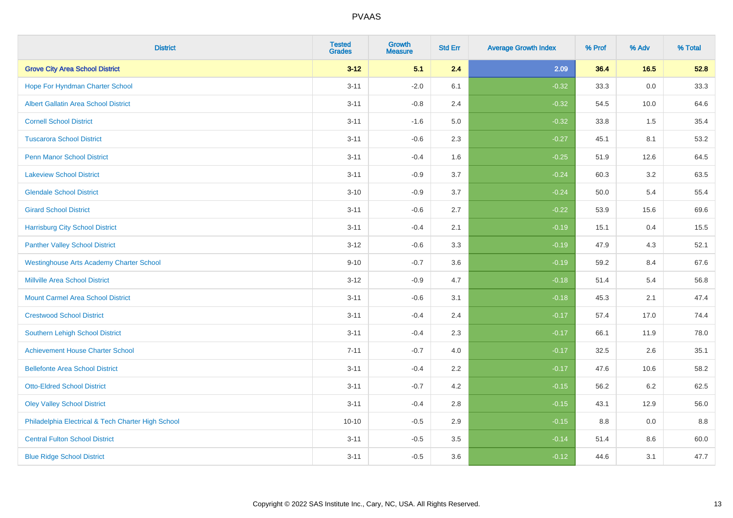PVAAS

| District | Tested Grades | Growth Measure | Std Err | Average Growth Index | % Prof | % Adv | % Total |
|---|---|---|---|---|---|---|---|
| **Grove City Area School District** | **3-12** | **5.1** | **2.4** | **2.09** | **36.4** | **16.5** | **52.8** |
| Hope For Hyndman Charter School | 3-11 | -2.0 | 6.1 | -0.32 | 33.3 | 0.0 | 33.3 |
| Albert Gallatin Area School District | 3-11 | -0.8 | 2.4 | -0.32 | 54.5 | 10.0 | 64.6 |
| Cornell School District | 3-11 | -1.6 | 5.0 | -0.32 | 33.8 | 1.5 | 35.4 |
| Tuscarora School District | 3-11 | -0.6 | 2.3 | -0.27 | 45.1 | 8.1 | 53.2 |
| Penn Manor School District | 3-11 | -0.4 | 1.6 | -0.25 | 51.9 | 12.6 | 64.5 |
| Lakeview School District | 3-11 | -0.9 | 3.7 | -0.24 | 60.3 | 3.2 | 63.5 |
| Glendale School District | 3-10 | -0.9 | 3.7 | -0.24 | 50.0 | 5.4 | 55.4 |
| Girard School District | 3-11 | -0.6 | 2.7 | -0.22 | 53.9 | 15.6 | 69.6 |
| Harrisburg City School District | 3-11 | -0.4 | 2.1 | -0.19 | 15.1 | 0.4 | 15.5 |
| Panther Valley School District | 3-12 | -0.6 | 3.3 | -0.19 | 47.9 | 4.3 | 52.1 |
| Westinghouse Arts Academy Charter School | 9-10 | -0.7 | 3.6 | -0.19 | 59.2 | 8.4 | 67.6 |
| Millville Area School District | 3-12 | -0.9 | 4.7 | -0.18 | 51.4 | 5.4 | 56.8 |
| Mount Carmel Area School District | 3-11 | -0.6 | 3.1 | -0.18 | 45.3 | 2.1 | 47.4 |
| Crestwood School District | 3-11 | -0.4 | 2.4 | -0.17 | 57.4 | 17.0 | 74.4 |
| Southern Lehigh School District | 3-11 | -0.4 | 2.3 | -0.17 | 66.1 | 11.9 | 78.0 |
| Achievement House Charter School | 7-11 | -0.7 | 4.0 | -0.17 | 32.5 | 2.6 | 35.1 |
| Bellefonte Area School District | 3-11 | -0.4 | 2.2 | -0.17 | 47.6 | 10.6 | 58.2 |
| Otto-Eldred School District | 3-11 | -0.7 | 4.2 | -0.15 | 56.2 | 6.2 | 62.5 |
| Oley Valley School District | 3-11 | -0.4 | 2.8 | -0.15 | 43.1 | 12.9 | 56.0 |
| Philadelphia Electrical & Tech Charter High School | 10-10 | -0.5 | 2.9 | -0.15 | 8.8 | 0.0 | 8.8 |
| Central Fulton School District | 3-11 | -0.5 | 3.5 | -0.14 | 51.4 | 8.6 | 60.0 |
| Blue Ridge School District | 3-11 | -0.5 | 3.6 | -0.12 | 44.6 | 3.1 | 47.7 |

Copyright © 2022 SAS Institute Inc., Cary, NC, USA. All Rights Reserved.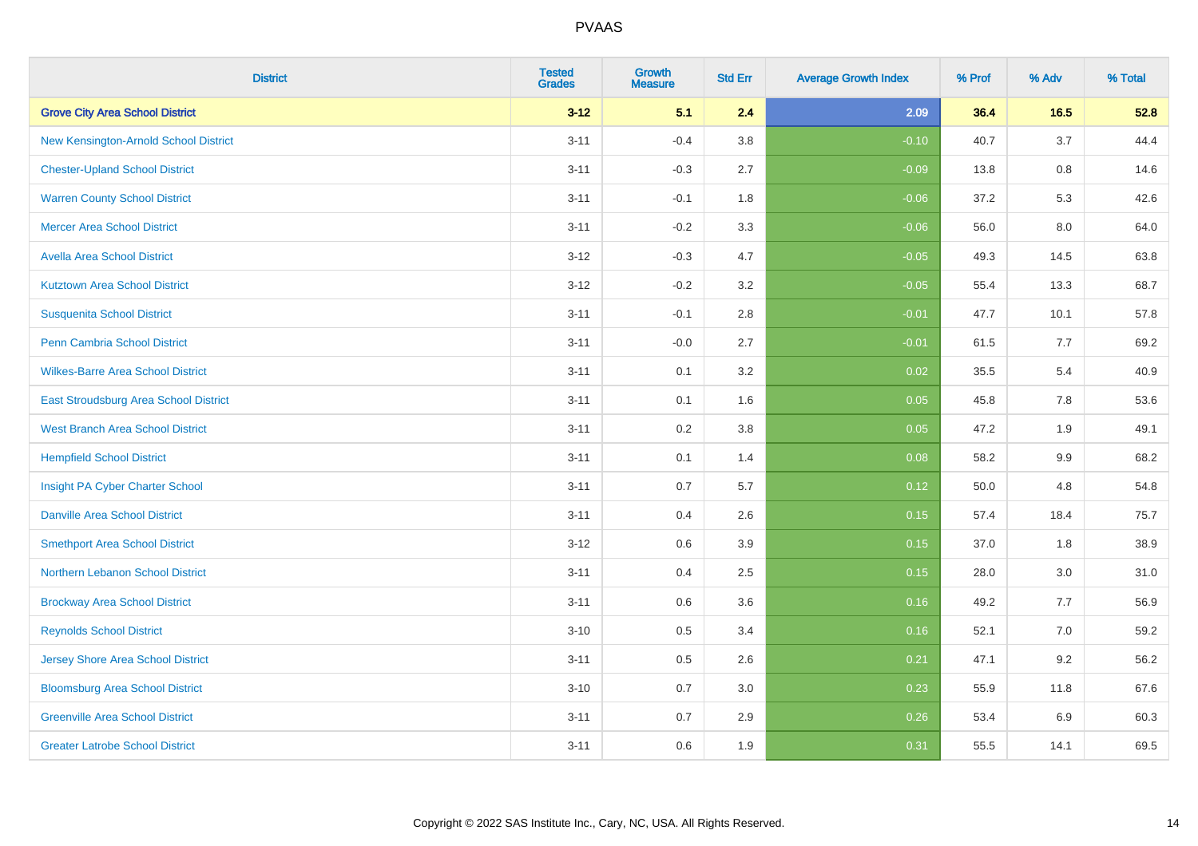| District | Tested Grades | Growth Measure | Std Err | Average Growth Index | % Prof | % Adv | % Total |
|---|---|---|---|---|---|---|---|
| **Grove City Area School District** | **3-12** | **5.1** | **2.4** | **2.09** | **36.4** | **16.5** | **52.8** |
| New Kensington-Arnold School District | 3-11 | -0.4 | 3.8 | -0.10 | 40.7 | 3.7 | 44.4 |
| Chester-Upland School District | 3-11 | -0.3 | 2.7 | -0.09 | 13.8 | 0.8 | 14.6 |
| Warren County School District | 3-11 | -0.1 | 1.8 | -0.06 | 37.2 | 5.3 | 42.6 |
| Mercer Area School District | 3-11 | -0.2 | 3.3 | -0.06 | 56.0 | 8.0 | 64.0 |
| Avella Area School District | 3-12 | -0.3 | 4.7 | -0.05 | 49.3 | 14.5 | 63.8 |
| Kutztown Area School District | 3-12 | -0.2 | 3.2 | -0.05 | 55.4 | 13.3 | 68.7 |
| Susquenita School District | 3-11 | -0.1 | 2.8 | -0.01 | 47.7 | 10.1 | 57.8 |
| Penn Cambria School District | 3-11 | -0.0 | 2.7 | -0.01 | 61.5 | 7.7 | 69.2 |
| Wilkes-Barre Area School District | 3-11 | 0.1 | 3.2 | 0.02 | 35.5 | 5.4 | 40.9 |
| East Stroudsburg Area School District | 3-11 | 0.1 | 1.6 | 0.05 | 45.8 | 7.8 | 53.6 |
| West Branch Area School District | 3-11 | 0.2 | 3.8 | 0.05 | 47.2 | 1.9 | 49.1 |
| Hempfield School District | 3-11 | 0.1 | 1.4 | 0.08 | 58.2 | 9.9 | 68.2 |
| Insight PA Cyber Charter School | 3-11 | 0.7 | 5.7 | 0.12 | 50.0 | 4.8 | 54.8 |
| Danville Area School District | 3-11 | 0.4 | 2.6 | 0.15 | 57.4 | 18.4 | 75.7 |
| Smethport Area School District | 3-12 | 0.6 | 3.9 | 0.15 | 37.0 | 1.8 | 38.9 |
| Northern Lebanon School District | 3-11 | 0.4 | 2.5 | 0.15 | 28.0 | 3.0 | 31.0 |
| Brockway Area School District | 3-11 | 0.6 | 3.6 | 0.16 | 49.2 | 7.7 | 56.9 |
| Reynolds School District | 3-10 | 0.5 | 3.4 | 0.16 | 52.1 | 7.0 | 59.2 |
| Jersey Shore Area School District | 3-11 | 0.5 | 2.6 | 0.21 | 47.1 | 9.2 | 56.2 |
| Bloomsburg Area School District | 3-10 | 0.7 | 3.0 | 0.23 | 55.9 | 11.8 | 67.6 |
| Greenville Area School District | 3-11 | 0.7 | 2.9 | 0.26 | 53.4 | 6.9 | 60.3 |
| Greater Latrobe School District | 3-11 | 0.6 | 1.9 | 0.31 | 55.5 | 14.1 | 69.5 |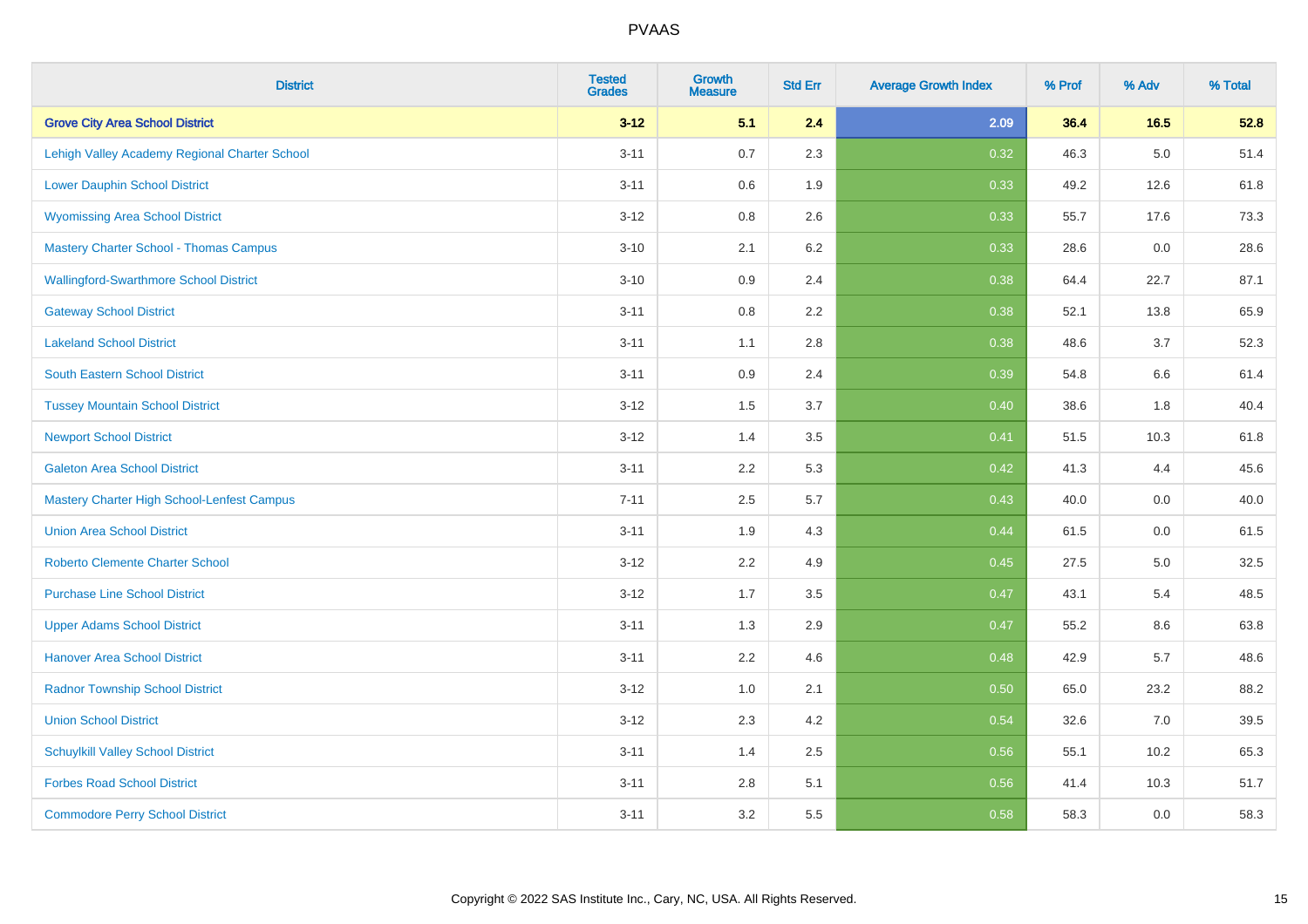# PVAAS

| District | Tested Grades | Growth Measure | Std Err | Average Growth Index | % Prof | % Adv | % Total |
|---|---|---|---|---|---|---|---|
| **Grove City Area School District** | **3-12** | **5.1** | **2.4** | **2.09** | **36.4** | **16.5** | **52.8** |
| Lehigh Valley Academy Regional Charter School | 3-11 | 0.7 | 2.3 | 0.32 | 46.3 | 5.0 | 51.4 |
| Lower Dauphin School District | 3-11 | 0.6 | 1.9 | 0.33 | 49.2 | 12.6 | 61.8 |
| Wyomissing Area School District | 3-12 | 0.8 | 2.6 | 0.33 | 55.7 | 17.6 | 73.3 |
| Mastery Charter School - Thomas Campus | 3-10 | 2.1 | 6.2 | 0.33 | 28.6 | 0.0 | 28.6 |
| Wallingford-Swarthmore School District | 3-10 | 0.9 | 2.4 | 0.38 | 64.4 | 22.7 | 87.1 |
| Gateway School District | 3-11 | 0.8 | 2.2 | 0.38 | 52.1 | 13.8 | 65.9 |
| Lakeland School District | 3-11 | 1.1 | 2.8 | 0.38 | 48.6 | 3.7 | 52.3 |
| South Eastern School District | 3-11 | 0.9 | 2.4 | 0.39 | 54.8 | 6.6 | 61.4 |
| Tussey Mountain School District | 3-12 | 1.5 | 3.7 | 0.40 | 38.6 | 1.8 | 40.4 |
| Newport School District | 3-12 | 1.4 | 3.5 | 0.41 | 51.5 | 10.3 | 61.8 |
| Galeton Area School District | 3-11 | 2.2 | 5.3 | 0.42 | 41.3 | 4.4 | 45.6 |
| Mastery Charter High School-Lenfest Campus | 7-11 | 2.5 | 5.7 | 0.43 | 40.0 | 0.0 | 40.0 |
| Union Area School District | 3-11 | 1.9 | 4.3 | 0.44 | 61.5 | 0.0 | 61.5 |
| Roberto Clemente Charter School | 3-12 | 2.2 | 4.9 | 0.45 | 27.5 | 5.0 | 32.5 |
| Purchase Line School District | 3-12 | 1.7 | 3.5 | 0.47 | 43.1 | 5.4 | 48.5 |
| Upper Adams School District | 3-11 | 1.3 | 2.9 | 0.47 | 55.2 | 8.6 | 63.8 |
| Hanover Area School District | 3-11 | 2.2 | 4.6 | 0.48 | 42.9 | 5.7 | 48.6 |
| Radnor Township School District | 3-12 | 1.0 | 2.1 | 0.50 | 65.0 | 23.2 | 88.2 |
| Union School District | 3-12 | 2.3 | 4.2 | 0.54 | 32.6 | 7.0 | 39.5 |
| Schuylkill Valley School District | 3-11 | 1.4 | 2.5 | 0.56 | 55.1 | 10.2 | 65.3 |
| Forbes Road School District | 3-11 | 2.8 | 5.1 | 0.56 | 41.4 | 10.3 | 51.7 |
| Commodore Perry School District | 3-11 | 3.2 | 5.5 | 0.58 | 58.3 | 0.0 | 58.3 |

Copyright © 2022 SAS Institute Inc., Cary, NC, USA. All Rights Reserved.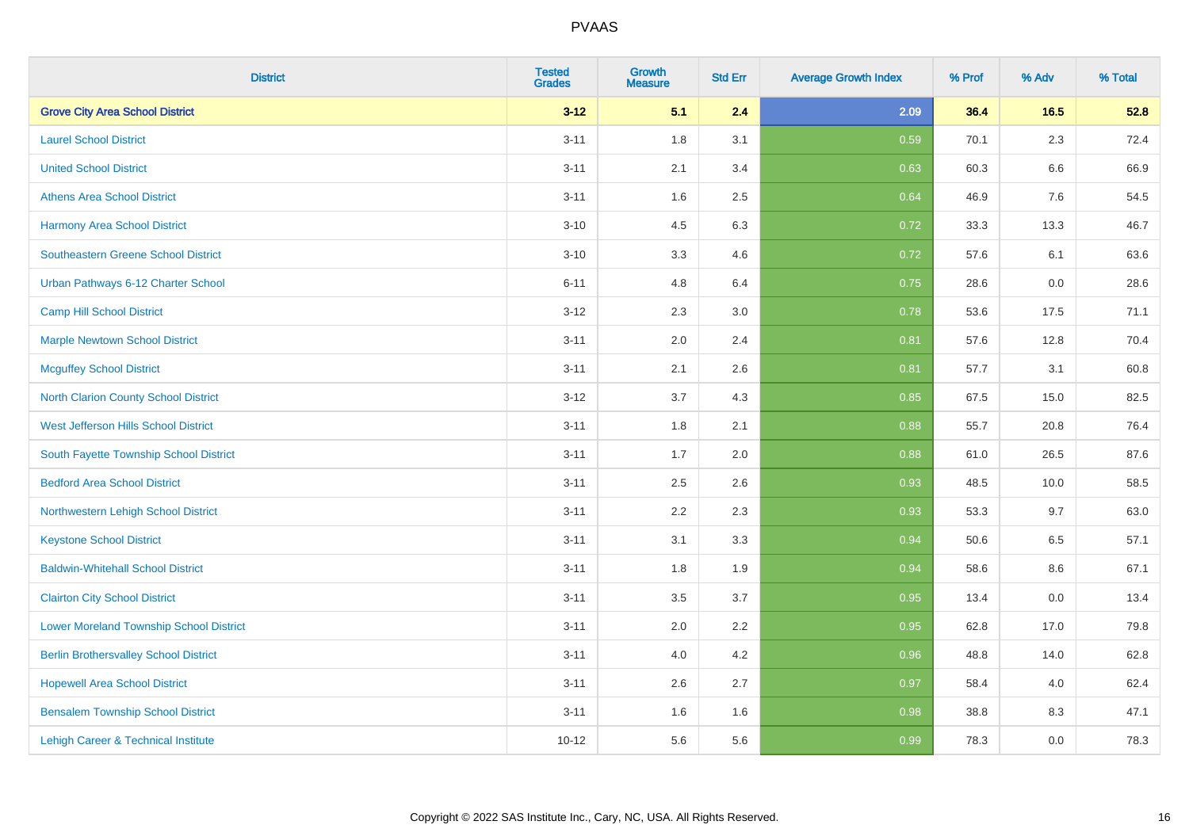# PVAAS

| District | Tested Grades | Growth Measure | Std Err | Average Growth Index | % Prof | % Adv | % Total |
|---|---|---|---|---|---|---|---|
| **Grove City Area School District** | **3-12** | **5.1** | **2.4** | **2.09** | **36.4** | **16.5** | **52.8** |
| Laurel School District | 3-11 | 1.8 | 3.1 | 0.59 | 70.1 | 2.3 | 72.4 |
| United School District | 3-11 | 2.1 | 3.4 | 0.63 | 60.3 | 6.6 | 66.9 |
| Athens Area School District | 3-11 | 1.6 | 2.5 | 0.64 | 46.9 | 7.6 | 54.5 |
| Harmony Area School District | 3-10 | 4.5 | 6.3 | 0.72 | 33.3 | 13.3 | 46.7 |
| Southeastern Greene School District | 3-10 | 3.3 | 4.6 | 0.72 | 57.6 | 6.1 | 63.6 |
| Urban Pathways 6-12 Charter School | 6-11 | 4.8 | 6.4 | 0.75 | 28.6 | 0.0 | 28.6 |
| Camp Hill School District | 3-12 | 2.3 | 3.0 | 0.78 | 53.6 | 17.5 | 71.1 |
| Marple Newtown School District | 3-11 | 2.0 | 2.4 | 0.81 | 57.6 | 12.8 | 70.4 |
| Mcguffey School District | 3-11 | 2.1 | 2.6 | 0.81 | 57.7 | 3.1 | 60.8 |
| North Clarion County School District | 3-12 | 3.7 | 4.3 | 0.85 | 67.5 | 15.0 | 82.5 |
| West Jefferson Hills School District | 3-11 | 1.8 | 2.1 | 0.88 | 55.7 | 20.8 | 76.4 |
| South Fayette Township School District | 3-11 | 1.7 | 2.0 | 0.88 | 61.0 | 26.5 | 87.6 |
| Bedford Area School District | 3-11 | 2.5 | 2.6 | 0.93 | 48.5 | 10.0 | 58.5 |
| Northwestern Lehigh School District | 3-11 | 2.2 | 2.3 | 0.93 | 53.3 | 9.7 | 63.0 |
| Keystone School District | 3-11 | 3.1 | 3.3 | 0.94 | 50.6 | 6.5 | 57.1 |
| Baldwin-Whitehall School District | 3-11 | 1.8 | 1.9 | 0.94 | 58.6 | 8.6 | 67.1 |
| Clairton City School District | 3-11 | 3.5 | 3.7 | 0.95 | 13.4 | 0.0 | 13.4 |
| Lower Moreland Township School District | 3-11 | 2.0 | 2.2 | 0.95 | 62.8 | 17.0 | 79.8 |
| Berlin Brothersvalley School District | 3-11 | 4.0 | 4.2 | 0.96 | 48.8 | 14.0 | 62.8 |
| Hopewell Area School District | 3-11 | 2.6 | 2.7 | 0.97 | 58.4 | 4.0 | 62.4 |
| Bensalem Township School District | 3-11 | 1.6 | 1.6 | 0.98 | 38.8 | 8.3 | 47.1 |
| Lehigh Career & Technical Institute | 10-12 | 5.6 | 5.6 | 0.99 | 78.3 | 0.0 | 78.3 |

Copyright © 2022 SAS Institute Inc., Cary, NC, USA. All Rights Reserved.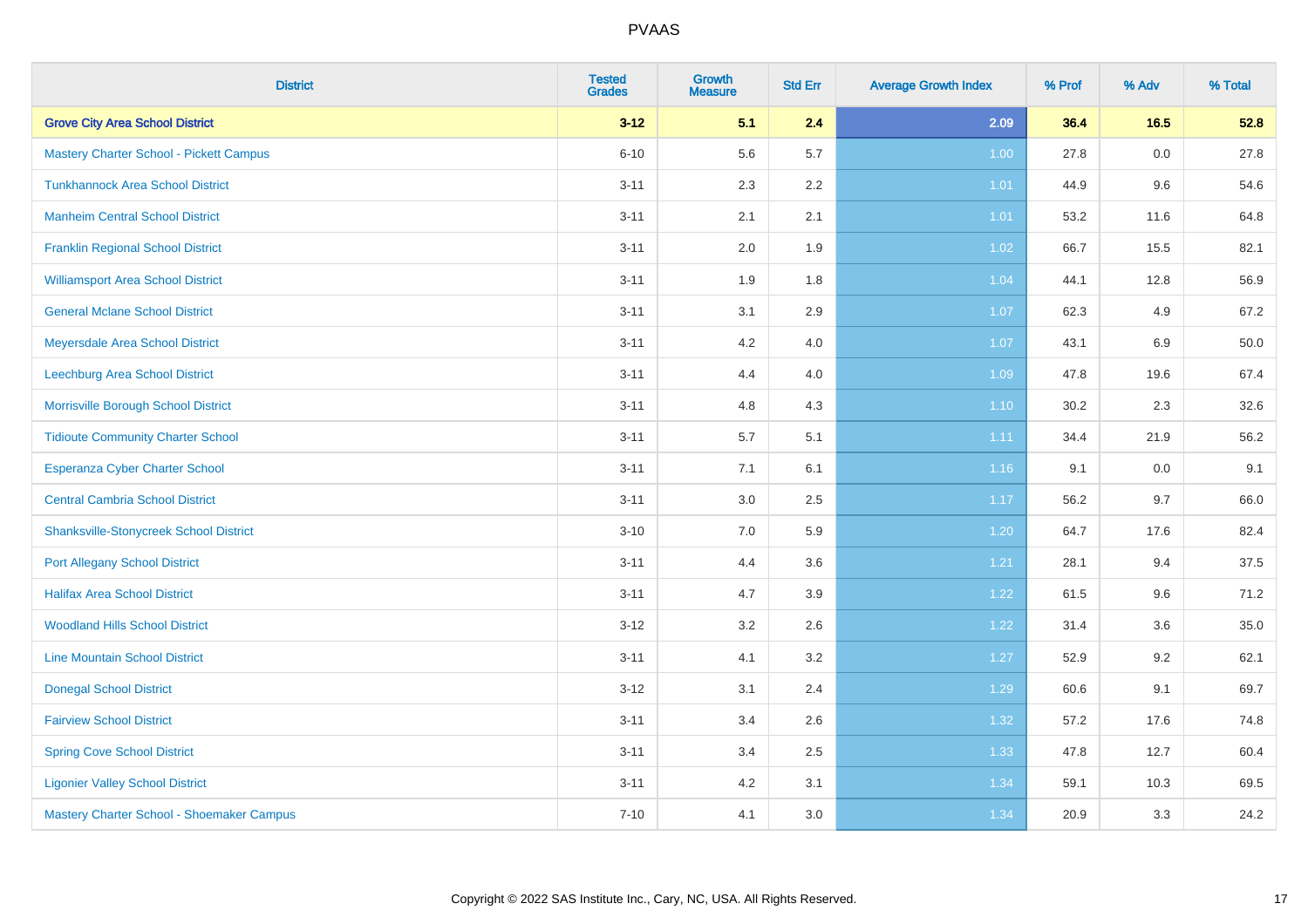# PVAAS

| District | Tested Grades | Growth Measure | Std Err | Average Growth Index | % Prof | % Adv | % Total |
|---|---|---|---|---|---|---|---|
| **Grove City Area School District** | **3-12** | **5.1** | **2.4** | **2.09** | **36.4** | **16.5** | **52.8** |
| Mastery Charter School - Pickett Campus | 6-10 | 5.6 | 5.7 | 1.00 | 27.8 | 0.0 | 27.8 |
| Tunkhannock Area School District | 3-11 | 2.3 | 2.2 | 1.01 | 44.9 | 9.6 | 54.6 |
| Manheim Central School District | 3-11 | 2.1 | 2.1 | 1.01 | 53.2 | 11.6 | 64.8 |
| Franklin Regional School District | 3-11 | 2.0 | 1.9 | 1.02 | 66.7 | 15.5 | 82.1 |
| Williamsport Area School District | 3-11 | 1.9 | 1.8 | 1.04 | 44.1 | 12.8 | 56.9 |
| General Mclane School District | 3-11 | 3.1 | 2.9 | 1.07 | 62.3 | 4.9 | 67.2 |
| Meyersdale Area School District | 3-11 | 4.2 | 4.0 | 1.07 | 43.1 | 6.9 | 50.0 |
| Leechburg Area School District | 3-11 | 4.4 | 4.0 | 1.09 | 47.8 | 19.6 | 67.4 |
| Morrisville Borough School District | 3-11 | 4.8 | 4.3 | 1.10 | 30.2 | 2.3 | 32.6 |
| Tidioute Community Charter School | 3-11 | 5.7 | 5.1 | 1.11 | 34.4 | 21.9 | 56.2 |
| Esperanza Cyber Charter School | 3-11 | 7.1 | 6.1 | 1.16 | 9.1 | 0.0 | 9.1 |
| Central Cambria School District | 3-11 | 3.0 | 2.5 | 1.17 | 56.2 | 9.7 | 66.0 |
| Shanksville-Stonycreek School District | 3-10 | 7.0 | 5.9 | 1.20 | 64.7 | 17.6 | 82.4 |
| Port Allegany School District | 3-11 | 4.4 | 3.6 | 1.21 | 28.1 | 9.4 | 37.5 |
| Halifax Area School District | 3-11 | 4.7 | 3.9 | 1.22 | 61.5 | 9.6 | 71.2 |
| Woodland Hills School District | 3-12 | 3.2 | 2.6 | 1.22 | 31.4 | 3.6 | 35.0 |
| Line Mountain School District | 3-11 | 4.1 | 3.2 | 1.27 | 52.9 | 9.2 | 62.1 |
| Donegal School District | 3-12 | 3.1 | 2.4 | 1.29 | 60.6 | 9.1 | 69.7 |
| Fairview School District | 3-11 | 3.4 | 2.6 | 1.32 | 57.2 | 17.6 | 74.8 |
| Spring Cove School District | 3-11 | 3.4 | 2.5 | 1.33 | 47.8 | 12.7 | 60.4 |
| Ligonier Valley School District | 3-11 | 4.2 | 3.1 | 1.34 | 59.1 | 10.3 | 69.5 |
| Mastery Charter School - Shoemaker Campus | 7-10 | 4.1 | 3.0 | 1.34 | 20.9 | 3.3 | 24.2 |

Copyright © 2022 SAS Institute Inc., Cary, NC, USA. All Rights Reserved.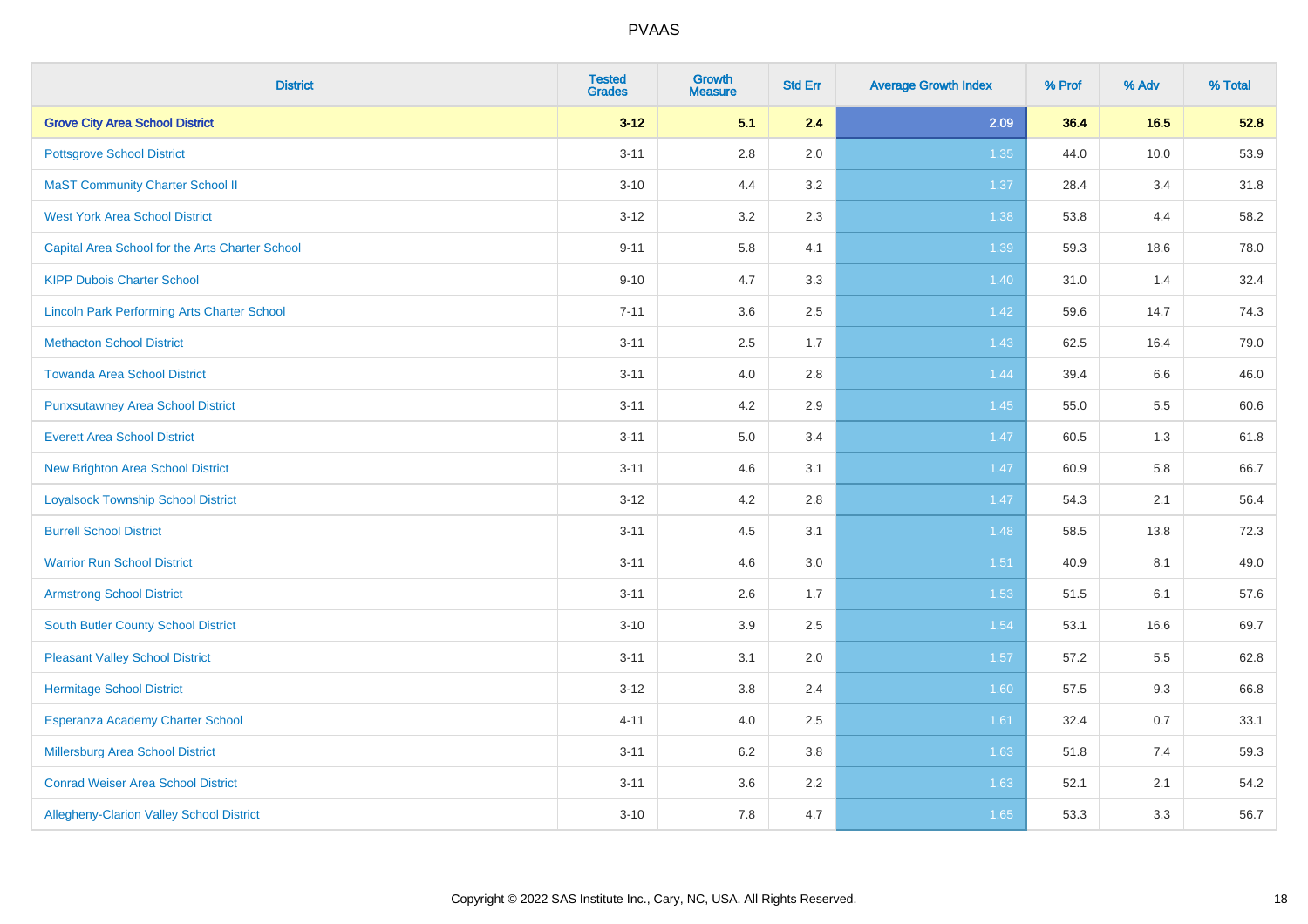| District | Tested Grades | Growth Measure | Std Err | Average Growth Index | % Prof | % Adv | % Total |
|---|---|---|---|---|---|---|---|
| **Grove City Area School District** | **3-12** | **5.1** | **2.4** | **2.09** | **36.4** | **16.5** | **52.8** |
| Pottsgrove School District | 3-11 | 2.8 | 2.0 | 1.35 | 44.0 | 10.0 | 53.9 |
| MaST Community Charter School II | 3-10 | 4.4 | 3.2 | 1.37 | 28.4 | 3.4 | 31.8 |
| West York Area School District | 3-12 | 3.2 | 2.3 | 1.38 | 53.8 | 4.4 | 58.2 |
| Capital Area School for the Arts Charter School | 9-11 | 5.8 | 4.1 | 1.39 | 59.3 | 18.6 | 78.0 |
| KIPP Dubois Charter School | 9-10 | 4.7 | 3.3 | 1.40 | 31.0 | 1.4 | 32.4 |
| Lincoln Park Performing Arts Charter School | 7-11 | 3.6 | 2.5 | 1.42 | 59.6 | 14.7 | 74.3 |
| Methacton School District | 3-11 | 2.5 | 1.7 | 1.43 | 62.5 | 16.4 | 79.0 |
| Towanda Area School District | 3-11 | 4.0 | 2.8 | 1.44 | 39.4 | 6.6 | 46.0 |
| Punxsutawney Area School District | 3-11 | 4.2 | 2.9 | 1.45 | 55.0 | 5.5 | 60.6 |
| Everett Area School District | 3-11 | 5.0 | 3.4 | 1.47 | 60.5 | 1.3 | 61.8 |
| New Brighton Area School District | 3-11 | 4.6 | 3.1 | 1.47 | 60.9 | 5.8 | 66.7 |
| Loyalsock Township School District | 3-12 | 4.2 | 2.8 | 1.47 | 54.3 | 2.1 | 56.4 |
| Burrell School District | 3-11 | 4.5 | 3.1 | 1.48 | 58.5 | 13.8 | 72.3 |
| Warrior Run School District | 3-11 | 4.6 | 3.0 | 1.51 | 40.9 | 8.1 | 49.0 |
| Armstrong School District | 3-11 | 2.6 | 1.7 | 1.53 | 51.5 | 6.1 | 57.6 |
| South Butler County School District | 3-10 | 3.9 | 2.5 | 1.54 | 53.1 | 16.6 | 69.7 |
| Pleasant Valley School District | 3-11 | 3.1 | 2.0 | 1.57 | 57.2 | 5.5 | 62.8 |
| Hermitage School District | 3-12 | 3.8 | 2.4 | 1.60 | 57.5 | 9.3 | 66.8 |
| Esperanza Academy Charter School | 4-11 | 4.0 | 2.5 | 1.61 | 32.4 | 0.7 | 33.1 |
| Millersburg Area School District | 3-11 | 6.2 | 3.8 | 1.63 | 51.8 | 7.4 | 59.3 |
| Conrad Weiser Area School District | 3-11 | 3.6 | 2.2 | 1.63 | 52.1 | 2.1 | 54.2 |
| Allegheny-Clarion Valley School District | 3-10 | 7.8 | 4.7 | 1.65 | 53.3 | 3.3 | 56.7 |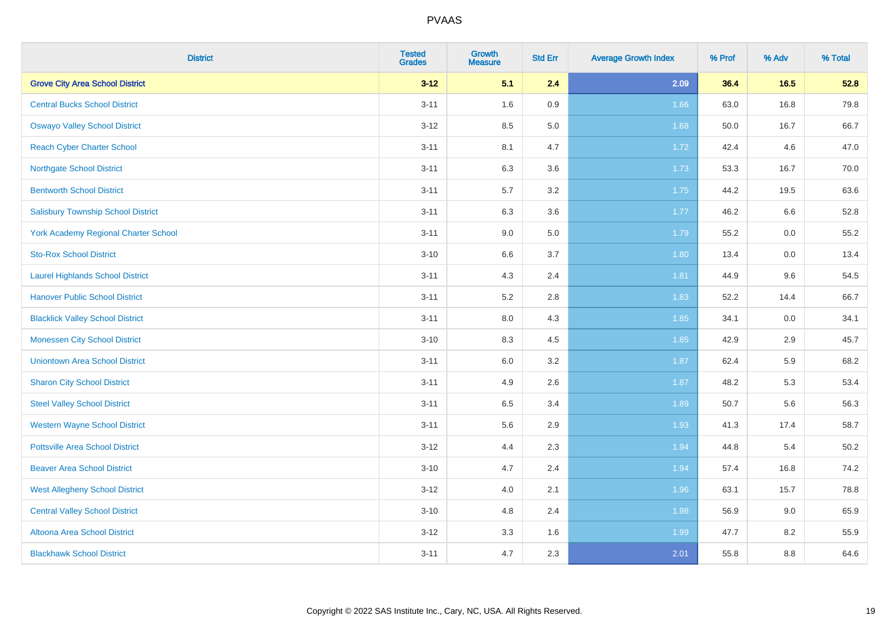| District | Tested Grades | Growth Measure | Std Err | Average Growth Index | % Prof | % Adv | % Total |
|---|---|---|---|---|---|---|---|
| **Grove City Area School District** | **3-12** | **5.1** | **2.4** | **2.09** | **36.4** | **16.5** | **52.8** |
| Central Bucks School District | 3-11 | 1.6 | 0.9 | 1.66 | 63.0 | 16.8 | 79.8 |
| Oswayo Valley School District | 3-12 | 8.5 | 5.0 | 1.68 | 50.0 | 16.7 | 66.7 |
| Reach Cyber Charter School | 3-11 | 8.1 | 4.7 | 1.72 | 42.4 | 4.6 | 47.0 |
| Northgate School District | 3-11 | 6.3 | 3.6 | 1.73 | 53.3 | 16.7 | 70.0 |
| Bentworth School District | 3-11 | 5.7 | 3.2 | 1.75 | 44.2 | 19.5 | 63.6 |
| Salisbury Township School District | 3-11 | 6.3 | 3.6 | 1.77 | 46.2 | 6.6 | 52.8 |
| York Academy Regional Charter School | 3-11 | 9.0 | 5.0 | 1.79 | 55.2 | 0.0 | 55.2 |
| Sto-Rox School District | 3-10 | 6.6 | 3.7 | 1.80 | 13.4 | 0.0 | 13.4 |
| Laurel Highlands School District | 3-11 | 4.3 | 2.4 | 1.81 | 44.9 | 9.6 | 54.5 |
| Hanover Public School District | 3-11 | 5.2 | 2.8 | 1.83 | 52.2 | 14.4 | 66.7 |
| Blacklick Valley School District | 3-11 | 8.0 | 4.3 | 1.85 | 34.1 | 0.0 | 34.1 |
| Monessen City School District | 3-10 | 8.3 | 4.5 | 1.85 | 42.9 | 2.9 | 45.7 |
| Uniontown Area School District | 3-11 | 6.0 | 3.2 | 1.87 | 62.4 | 5.9 | 68.2 |
| Sharon City School District | 3-11 | 4.9 | 2.6 | 1.87 | 48.2 | 5.3 | 53.4 |
| Steel Valley School District | 3-11 | 6.5 | 3.4 | 1.89 | 50.7 | 5.6 | 56.3 |
| Western Wayne School District | 3-11 | 5.6 | 2.9 | 1.93 | 41.3 | 17.4 | 58.7 |
| Pottsville Area School District | 3-12 | 4.4 | 2.3 | 1.94 | 44.8 | 5.4 | 50.2 |
| Beaver Area School District | 3-10 | 4.7 | 2.4 | 1.94 | 57.4 | 16.8 | 74.2 |
| West Allegheny School District | 3-12 | 4.0 | 2.1 | 1.96 | 63.1 | 15.7 | 78.8 |
| Central Valley School District | 3-10 | 4.8 | 2.4 | 1.98 | 56.9 | 9.0 | 65.9 |
| Altoona Area School District | 3-12 | 3.3 | 1.6 | 1.99 | 47.7 | 8.2 | 55.9 |
| Blackhawk School District | 3-11 | 4.7 | 2.3 | 2.01 | 55.8 | 8.8 | 64.6 |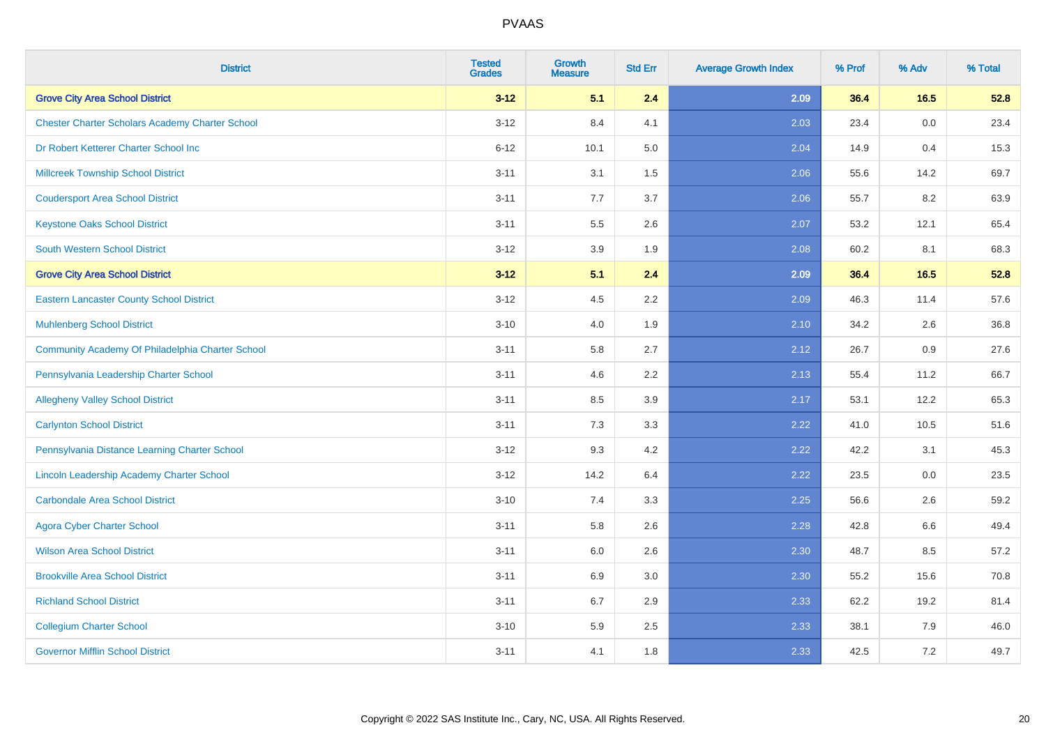| District | Tested Grades | Growth Measure | Std Err | Average Growth Index | % Prof | % Adv | % Total |
|---|---|---|---|---|---|---|---|
| **Grove City Area School District** | **3-12** | **5.1** | **2.4** | **2.09** | **36.4** | **16.5** | **52.8** |
| Chester Charter Scholars Academy Charter School | 3-12 | 8.4 | 4.1 | 2.03 | 23.4 | 0.0 | 23.4 |
| Dr Robert Ketterer Charter School Inc | 6-12 | 10.1 | 5.0 | 2.04 | 14.9 | 0.4 | 15.3 |
| Millcreek Township School District | 3-11 | 3.1 | 1.5 | 2.06 | 55.6 | 14.2 | 69.7 |
| Coudersport Area School District | 3-11 | 7.7 | 3.7 | 2.06 | 55.7 | 8.2 | 63.9 |
| Keystone Oaks School District | 3-11 | 5.5 | 2.6 | 2.07 | 53.2 | 12.1 | 65.4 |
| South Western School District | 3-12 | 3.9 | 1.9 | 2.08 | 60.2 | 8.1 | 68.3 |
| **Grove City Area School District** | **3-12** | **5.1** | **2.4** | **2.09** | **36.4** | **16.5** | **52.8** |
| Eastern Lancaster County School District | 3-12 | 4.5 | 2.2 | 2.09 | 46.3 | 11.4 | 57.6 |
| Muhlenberg School District | 3-10 | 4.0 | 1.9 | 2.10 | 34.2 | 2.6 | 36.8 |
| Community Academy Of Philadelphia Charter School | 3-11 | 5.8 | 2.7 | 2.12 | 26.7 | 0.9 | 27.6 |
| Pennsylvania Leadership Charter School | 3-11 | 4.6 | 2.2 | 2.13 | 55.4 | 11.2 | 66.7 |
| Allegheny Valley School District | 3-11 | 8.5 | 3.9 | 2.17 | 53.1 | 12.2 | 65.3 |
| Carlynton School District | 3-11 | 7.3 | 3.3 | 2.22 | 41.0 | 10.5 | 51.6 |
| Pennsylvania Distance Learning Charter School | 3-12 | 9.3 | 4.2 | 2.22 | 42.2 | 3.1 | 45.3 |
| Lincoln Leadership Academy Charter School | 3-12 | 14.2 | 6.4 | 2.22 | 23.5 | 0.0 | 23.5 |
| Carbondale Area School District | 3-10 | 7.4 | 3.3 | 2.25 | 56.6 | 2.6 | 59.2 |
| Agora Cyber Charter School | 3-11 | 5.8 | 2.6 | 2.28 | 42.8 | 6.6 | 49.4 |
| Wilson Area School District | 3-11 | 6.0 | 2.6 | 2.30 | 48.7 | 8.5 | 57.2 |
| Brookville Area School District | 3-11 | 6.9 | 3.0 | 2.30 | 55.2 | 15.6 | 70.8 |
| Richland School District | 3-11 | 6.7 | 2.9 | 2.33 | 62.2 | 19.2 | 81.4 |
| Collegium Charter School | 3-10 | 5.9 | 2.5 | 2.33 | 38.1 | 7.9 | 46.0 |
| Governor Mifflin School District | 3-11 | 4.1 | 1.8 | 2.33 | 42.5 | 7.2 | 49.7 |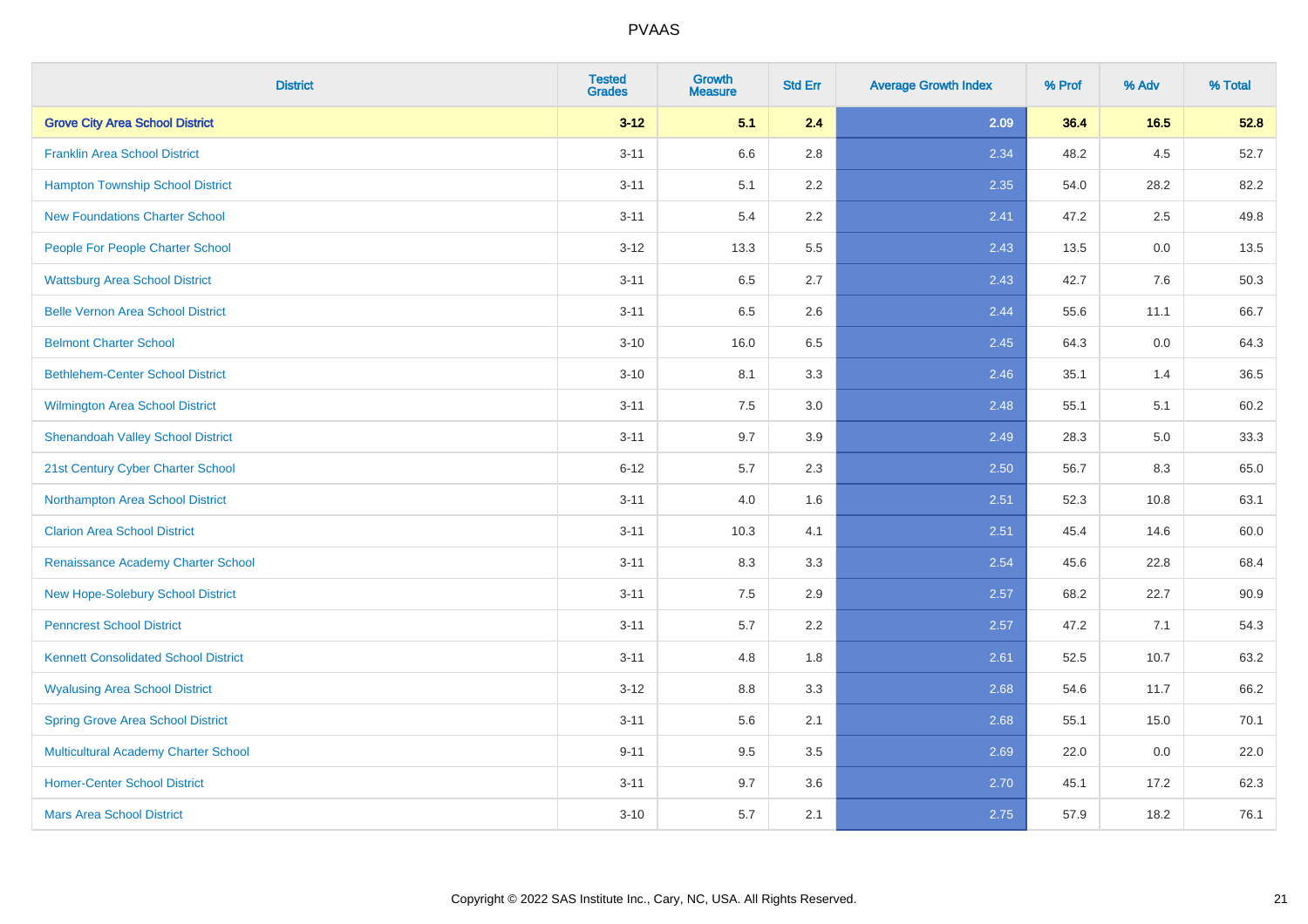| District | Tested Grades | Growth Measure | Std Err | Average Growth Index | % Prof | % Adv | % Total |
|---|---|---|---|---|---|---|---|
| **Grove City Area School District** | **3-12** | **5.1** | **2.4** | **2.09** | **36.4** | **16.5** | **52.8** |
| Franklin Area School District | 3-11 | 6.6 | 2.8 | 2.34 | 48.2 | 4.5 | 52.7 |
| Hampton Township School District | 3-11 | 5.1 | 2.2 | 2.35 | 54.0 | 28.2 | 82.2 |
| New Foundations Charter School | 3-11 | 5.4 | 2.2 | 2.41 | 47.2 | 2.5 | 49.8 |
| People For People Charter School | 3-12 | 13.3 | 5.5 | 2.43 | 13.5 | 0.0 | 13.5 |
| Wattsburg Area School District | 3-11 | 6.5 | 2.7 | 2.43 | 42.7 | 7.6 | 50.3 |
| Belle Vernon Area School District | 3-11 | 6.5 | 2.6 | 2.44 | 55.6 | 11.1 | 66.7 |
| Belmont Charter School | 3-10 | 16.0 | 6.5 | 2.45 | 64.3 | 0.0 | 64.3 |
| Bethlehem-Center School District | 3-10 | 8.1 | 3.3 | 2.46 | 35.1 | 1.4 | 36.5 |
| Wilmington Area School District | 3-11 | 7.5 | 3.0 | 2.48 | 55.1 | 5.1 | 60.2 |
| Shenandoah Valley School District | 3-11 | 9.7 | 3.9 | 2.49 | 28.3 | 5.0 | 33.3 |
| 21st Century Cyber Charter School | 6-12 | 5.7 | 2.3 | 2.50 | 56.7 | 8.3 | 65.0 |
| Northampton Area School District | 3-11 | 4.0 | 1.6 | 2.51 | 52.3 | 10.8 | 63.1 |
| Clarion Area School District | 3-11 | 10.3 | 4.1 | 2.51 | 45.4 | 14.6 | 60.0 |
| Renaissance Academy Charter School | 3-11 | 8.3 | 3.3 | 2.54 | 45.6 | 22.8 | 68.4 |
| New Hope-Solebury School District | 3-11 | 7.5 | 2.9 | 2.57 | 68.2 | 22.7 | 90.9 |
| Penncrest School District | 3-11 | 5.7 | 2.2 | 2.57 | 47.2 | 7.1 | 54.3 |
| Kennett Consolidated School District | 3-11 | 4.8 | 1.8 | 2.61 | 52.5 | 10.7 | 63.2 |
| Wyalusing Area School District | 3-12 | 8.8 | 3.3 | 2.68 | 54.6 | 11.7 | 66.2 |
| Spring Grove Area School District | 3-11 | 5.6 | 2.1 | 2.68 | 55.1 | 15.0 | 70.1 |
| Multicultural Academy Charter School | 9-11 | 9.5 | 3.5 | 2.69 | 22.0 | 0.0 | 22.0 |
| Homer-Center School District | 3-11 | 9.7 | 3.6 | 2.70 | 45.1 | 17.2 | 62.3 |
| Mars Area School District | 3-10 | 5.7 | 2.1 | 2.75 | 57.9 | 18.2 | 76.1 |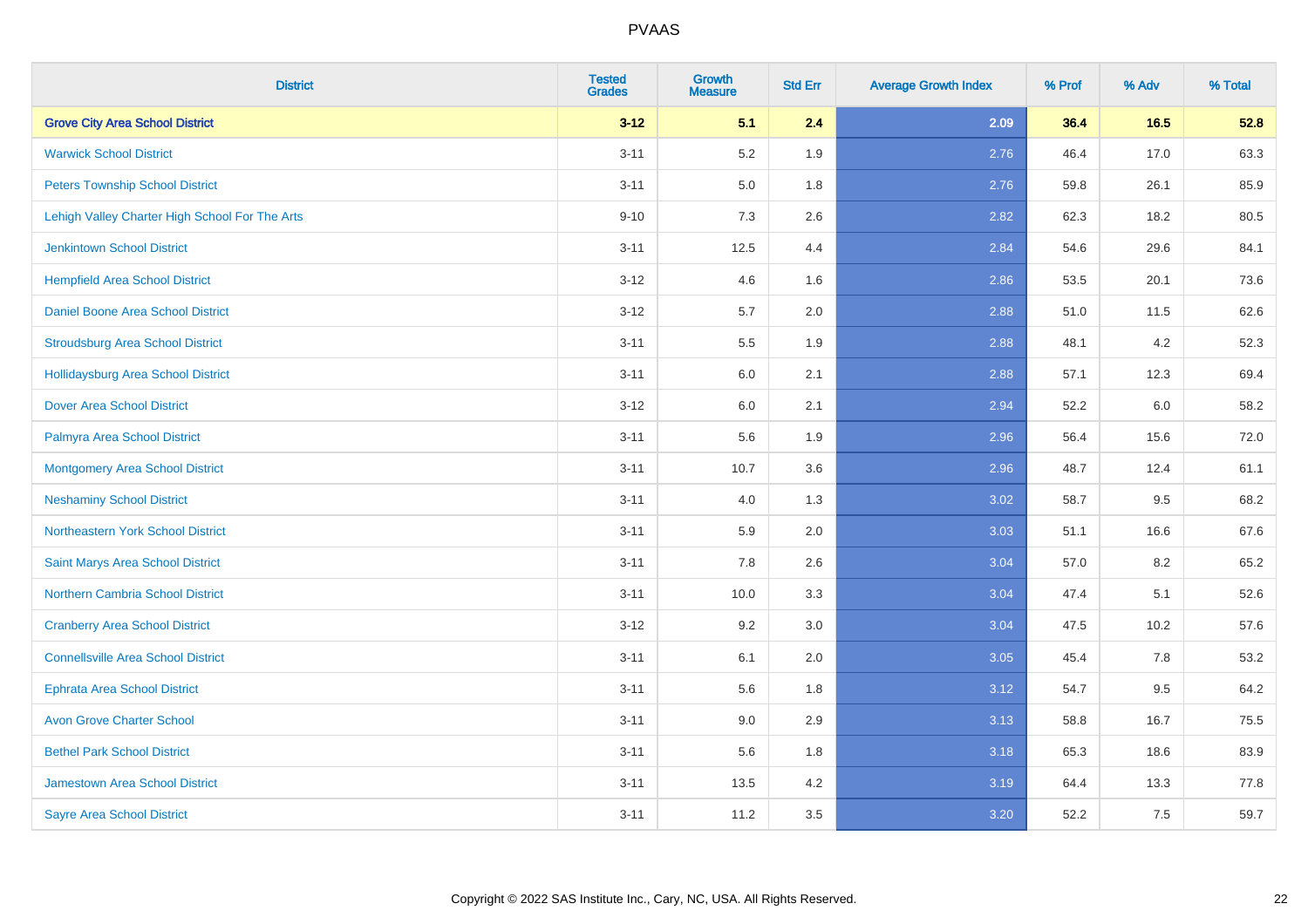PVAAS

| District | Tested Grades | Growth Measure | Std Err | Average Growth Index | % Prof | % Adv | % Total |
|---|---|---|---|---|---|---|---|
| **Grove City Area School District** | **3-12** | **5.1** | **2.4** | **2.09** | **36.4** | **16.5** | **52.8** |
| Warwick School District | 3-11 | 5.2 | 1.9 | 2.76 | 46.4 | 17.0 | 63.3 |
| Peters Township School District | 3-11 | 5.0 | 1.8 | 2.76 | 59.8 | 26.1 | 85.9 |
| Lehigh Valley Charter High School For The Arts | 9-10 | 7.3 | 2.6 | 2.82 | 62.3 | 18.2 | 80.5 |
| Jenkintown School District | 3-11 | 12.5 | 4.4 | 2.84 | 54.6 | 29.6 | 84.1 |
| Hempfield Area School District | 3-12 | 4.6 | 1.6 | 2.86 | 53.5 | 20.1 | 73.6 |
| Daniel Boone Area School District | 3-12 | 5.7 | 2.0 | 2.88 | 51.0 | 11.5 | 62.6 |
| Stroudsburg Area School District | 3-11 | 5.5 | 1.9 | 2.88 | 48.1 | 4.2 | 52.3 |
| Hollidaysburg Area School District | 3-11 | 6.0 | 2.1 | 2.88 | 57.1 | 12.3 | 69.4 |
| Dover Area School District | 3-12 | 6.0 | 2.1 | 2.94 | 52.2 | 6.0 | 58.2 |
| Palmyra Area School District | 3-11 | 5.6 | 1.9 | 2.96 | 56.4 | 15.6 | 72.0 |
| Montgomery Area School District | 3-11 | 10.7 | 3.6 | 2.96 | 48.7 | 12.4 | 61.1 |
| Neshaminy School District | 3-11 | 4.0 | 1.3 | 3.02 | 58.7 | 9.5 | 68.2 |
| Northeastern York School District | 3-11 | 5.9 | 2.0 | 3.03 | 51.1 | 16.6 | 67.6 |
| Saint Marys Area School District | 3-11 | 7.8 | 2.6 | 3.04 | 57.0 | 8.2 | 65.2 |
| Northern Cambria School District | 3-11 | 10.0 | 3.3 | 3.04 | 47.4 | 5.1 | 52.6 |
| Cranberry Area School District | 3-12 | 9.2 | 3.0 | 3.04 | 47.5 | 10.2 | 57.6 |
| Connellsville Area School District | 3-11 | 6.1 | 2.0 | 3.05 | 45.4 | 7.8 | 53.2 |
| Ephrata Area School District | 3-11 | 5.6 | 1.8 | 3.12 | 54.7 | 9.5 | 64.2 |
| Avon Grove Charter School | 3-11 | 9.0 | 2.9 | 3.13 | 58.8 | 16.7 | 75.5 |
| Bethel Park School District | 3-11 | 5.6 | 1.8 | 3.18 | 65.3 | 18.6 | 83.9 |
| Jamestown Area School District | 3-11 | 13.5 | 4.2 | 3.19 | 64.4 | 13.3 | 77.8 |
| Sayre Area School District | 3-11 | 11.2 | 3.5 | 3.20 | 52.2 | 7.5 | 59.7 |

Copyright © 2022 SAS Institute Inc., Cary, NC, USA. All Rights Reserved.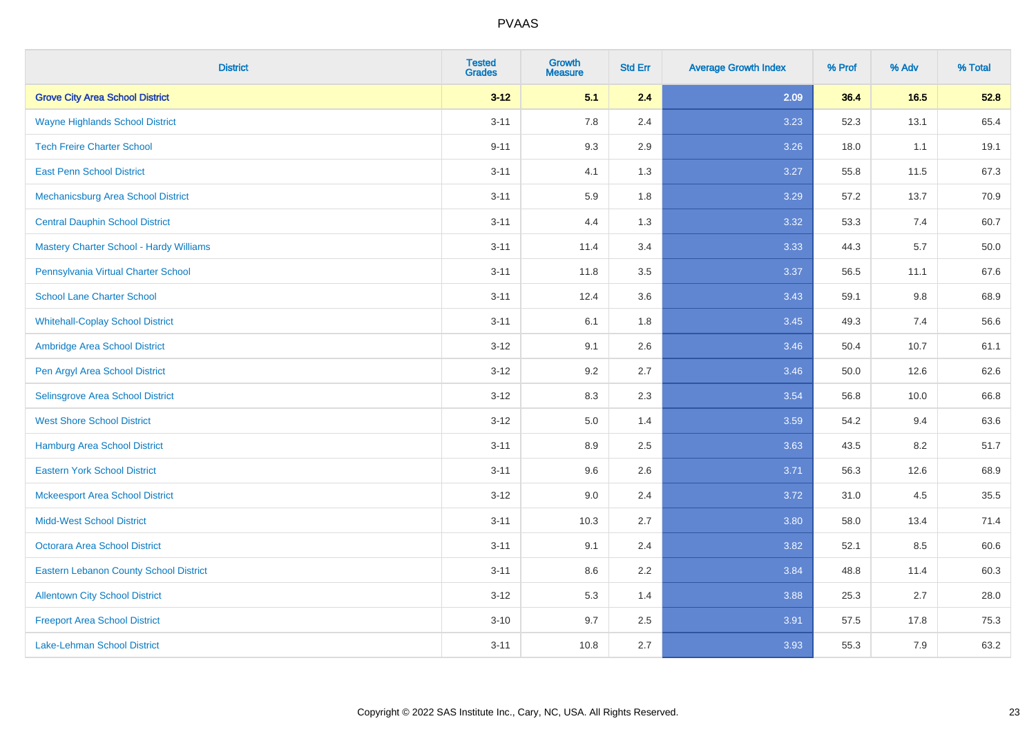| District | Tested Grades | Growth Measure | Std Err | Average Growth Index | % Prof | % Adv | % Total |
|---|---|---|---|---|---|---|---|
| **Grove City Area School District** | **3-12** | **5.1** | **2.4** | **2.09** | **36.4** | **16.5** | **52.8** |
| Wayne Highlands School District | 3-11 | 7.8 | 2.4 | 3.23 | 52.3 | 13.1 | 65.4 |
| Tech Freire Charter School | 9-11 | 9.3 | 2.9 | 3.26 | 18.0 | 1.1 | 19.1 |
| East Penn School District | 3-11 | 4.1 | 1.3 | 3.27 | 55.8 | 11.5 | 67.3 |
| Mechanicsburg Area School District | 3-11 | 5.9 | 1.8 | 3.29 | 57.2 | 13.7 | 70.9 |
| Central Dauphin School District | 3-11 | 4.4 | 1.3 | 3.32 | 53.3 | 7.4 | 60.7 |
| Mastery Charter School - Hardy Williams | 3-11 | 11.4 | 3.4 | 3.33 | 44.3 | 5.7 | 50.0 |
| Pennsylvania Virtual Charter School | 3-11 | 11.8 | 3.5 | 3.37 | 56.5 | 11.1 | 67.6 |
| School Lane Charter School | 3-11 | 12.4 | 3.6 | 3.43 | 59.1 | 9.8 | 68.9 |
| Whitehall-Coplay School District | 3-11 | 6.1 | 1.8 | 3.45 | 49.3 | 7.4 | 56.6 |
| Ambridge Area School District | 3-12 | 9.1 | 2.6 | 3.46 | 50.4 | 10.7 | 61.1 |
| Pen Argyl Area School District | 3-12 | 9.2 | 2.7 | 3.46 | 50.0 | 12.6 | 62.6 |
| Selinsgrove Area School District | 3-12 | 8.3 | 2.3 | 3.54 | 56.8 | 10.0 | 66.8 |
| West Shore School District | 3-12 | 5.0 | 1.4 | 3.59 | 54.2 | 9.4 | 63.6 |
| Hamburg Area School District | 3-11 | 8.9 | 2.5 | 3.63 | 43.5 | 8.2 | 51.7 |
| Eastern York School District | 3-11 | 9.6 | 2.6 | 3.71 | 56.3 | 12.6 | 68.9 |
| Mckeesport Area School District | 3-12 | 9.0 | 2.4 | 3.72 | 31.0 | 4.5 | 35.5 |
| Midd-West School District | 3-11 | 10.3 | 2.7 | 3.80 | 58.0 | 13.4 | 71.4 |
| Octorara Area School District | 3-11 | 9.1 | 2.4 | 3.82 | 52.1 | 8.5 | 60.6 |
| Eastern Lebanon County School District | 3-11 | 8.6 | 2.2 | 3.84 | 48.8 | 11.4 | 60.3 |
| Allentown City School District | 3-12 | 5.3 | 1.4 | 3.88 | 25.3 | 2.7 | 28.0 |
| Freeport Area School District | 3-10 | 9.7 | 2.5 | 3.91 | 57.5 | 17.8 | 75.3 |
| Lake-Lehman School District | 3-11 | 10.8 | 2.7 | 3.93 | 55.3 | 7.9 | 63.2 |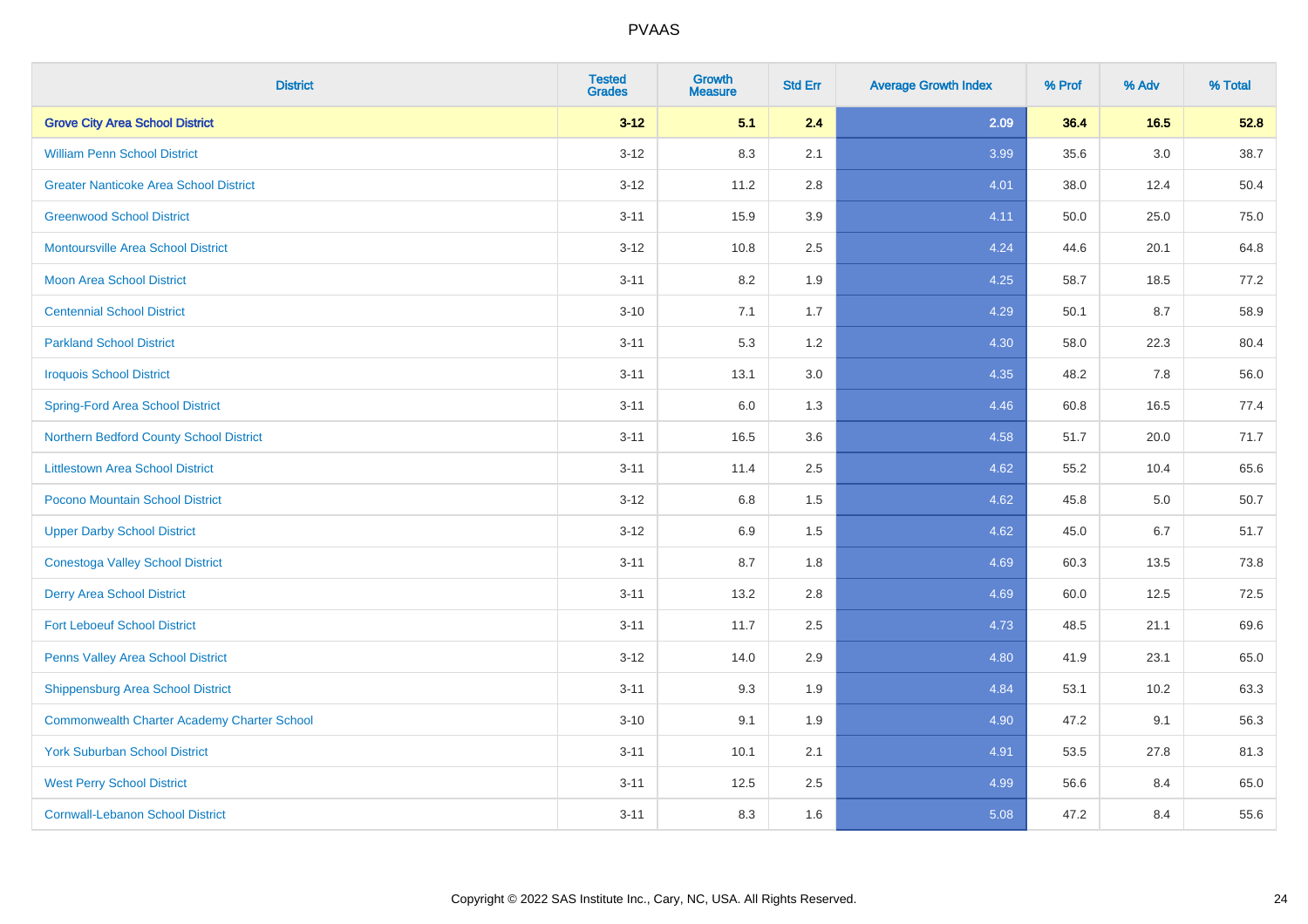# PVAAS

| District | Tested Grades | Growth Measure | Std Err | Average Growth Index | % Prof | % Adv | % Total |
|---|---|---|---|---|---|---|---|
| **Grove City Area School District** | **3-12** | **5.1** | **2.4** | **2.09** | **36.4** | **16.5** | **52.8** |
| William Penn School District | 3-12 | 8.3 | 2.1 | 3.99 | 35.6 | 3.0 | 38.7 |
| Greater Nanticoke Area School District | 3-12 | 11.2 | 2.8 | 4.01 | 38.0 | 12.4 | 50.4 |
| Greenwood School District | 3-11 | 15.9 | 3.9 | 4.11 | 50.0 | 25.0 | 75.0 |
| Montoursville Area School District | 3-12 | 10.8 | 2.5 | 4.24 | 44.6 | 20.1 | 64.8 |
| Moon Area School District | 3-11 | 8.2 | 1.9 | 4.25 | 58.7 | 18.5 | 77.2 |
| Centennial School District | 3-10 | 7.1 | 1.7 | 4.29 | 50.1 | 8.7 | 58.9 |
| Parkland School District | 3-11 | 5.3 | 1.2 | 4.30 | 58.0 | 22.3 | 80.4 |
| Iroquois School District | 3-11 | 13.1 | 3.0 | 4.35 | 48.2 | 7.8 | 56.0 |
| Spring-Ford Area School District | 3-11 | 6.0 | 1.3 | 4.46 | 60.8 | 16.5 | 77.4 |
| Northern Bedford County School District | 3-11 | 16.5 | 3.6 | 4.58 | 51.7 | 20.0 | 71.7 |
| Littlestown Area School District | 3-11 | 11.4 | 2.5 | 4.62 | 55.2 | 10.4 | 65.6 |
| Pocono Mountain School District | 3-12 | 6.8 | 1.5 | 4.62 | 45.8 | 5.0 | 50.7 |
| Upper Darby School District | 3-12 | 6.9 | 1.5 | 4.62 | 45.0 | 6.7 | 51.7 |
| Conestoga Valley School District | 3-11 | 8.7 | 1.8 | 4.69 | 60.3 | 13.5 | 73.8 |
| Derry Area School District | 3-11 | 13.2 | 2.8 | 4.69 | 60.0 | 12.5 | 72.5 |
| Fort Leboeuf School District | 3-11 | 11.7 | 2.5 | 4.73 | 48.5 | 21.1 | 69.6 |
| Penns Valley Area School District | 3-12 | 14.0 | 2.9 | 4.80 | 41.9 | 23.1 | 65.0 |
| Shippensburg Area School District | 3-11 | 9.3 | 1.9 | 4.84 | 53.1 | 10.2 | 63.3 |
| Commonwealth Charter Academy Charter School | 3-10 | 9.1 | 1.9 | 4.90 | 47.2 | 9.1 | 56.3 |
| York Suburban School District | 3-11 | 10.1 | 2.1 | 4.91 | 53.5 | 27.8 | 81.3 |
| West Perry School District | 3-11 | 12.5 | 2.5 | 4.99 | 56.6 | 8.4 | 65.0 |
| Cornwall-Lebanon School District | 3-11 | 8.3 | 1.6 | 5.08 | 47.2 | 8.4 | 55.6 |

Copyright © 2022 SAS Institute Inc., Cary, NC, USA. All Rights Reserved.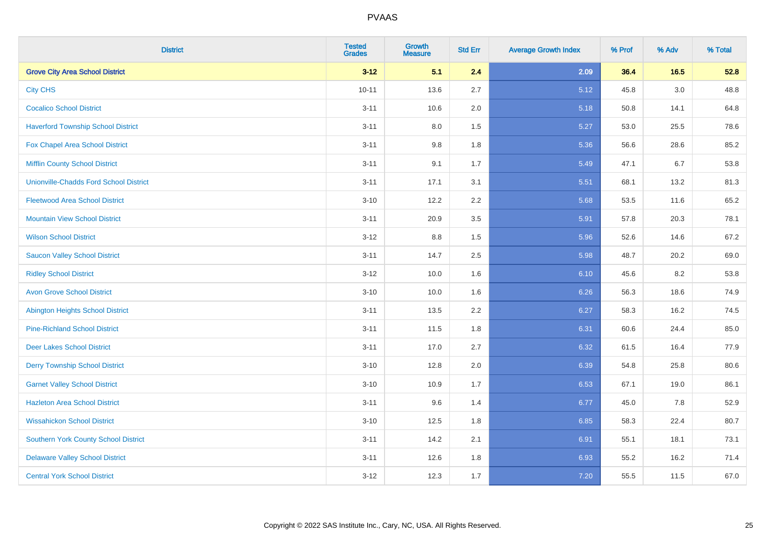| District | Tested Grades | Growth Measure | Std Err | Average Growth Index | % Prof | % Adv | % Total |
|---|---|---|---|---|---|---|---|
| **Grove City Area School District** | **3-12** | **5.1** | **2.4** | **2.09** | **36.4** | **16.5** | **52.8** |
| City CHS | 10-11 | 13.6 | 2.7 | 5.12 | 45.8 | 3.0 | 48.8 |
| Cocalico School District | 3-11 | 10.6 | 2.0 | 5.18 | 50.8 | 14.1 | 64.8 |
| Haverford Township School District | 3-11 | 8.0 | 1.5 | 5.27 | 53.0 | 25.5 | 78.6 |
| Fox Chapel Area School District | 3-11 | 9.8 | 1.8 | 5.36 | 56.6 | 28.6 | 85.2 |
| Mifflin County School District | 3-11 | 9.1 | 1.7 | 5.49 | 47.1 | 6.7 | 53.8 |
| Unionville-Chadds Ford School District | 3-11 | 17.1 | 3.1 | 5.51 | 68.1 | 13.2 | 81.3 |
| Fleetwood Area School District | 3-10 | 12.2 | 2.2 | 5.68 | 53.5 | 11.6 | 65.2 |
| Mountain View School District | 3-11 | 20.9 | 3.5 | 5.91 | 57.8 | 20.3 | 78.1 |
| Wilson School District | 3-12 | 8.8 | 1.5 | 5.96 | 52.6 | 14.6 | 67.2 |
| Saucon Valley School District | 3-11 | 14.7 | 2.5 | 5.98 | 48.7 | 20.2 | 69.0 |
| Ridley School District | 3-12 | 10.0 | 1.6 | 6.10 | 45.6 | 8.2 | 53.8 |
| Avon Grove School District | 3-10 | 10.0 | 1.6 | 6.26 | 56.3 | 18.6 | 74.9 |
| Abington Heights School District | 3-11 | 13.5 | 2.2 | 6.27 | 58.3 | 16.2 | 74.5 |
| Pine-Richland School District | 3-11 | 11.5 | 1.8 | 6.31 | 60.6 | 24.4 | 85.0 |
| Deer Lakes School District | 3-11 | 17.0 | 2.7 | 6.32 | 61.5 | 16.4 | 77.9 |
| Derry Township School District | 3-10 | 12.8 | 2.0 | 6.39 | 54.8 | 25.8 | 80.6 |
| Garnet Valley School District | 3-10 | 10.9 | 1.7 | 6.53 | 67.1 | 19.0 | 86.1 |
| Hazleton Area School District | 3-11 | 9.6 | 1.4 | 6.77 | 45.0 | 7.8 | 52.9 |
| Wissahickon School District | 3-10 | 12.5 | 1.8 | 6.85 | 58.3 | 22.4 | 80.7 |
| Southern York County School District | 3-11 | 14.2 | 2.1 | 6.91 | 55.1 | 18.1 | 73.1 |
| Delaware Valley School District | 3-11 | 12.6 | 1.8 | 6.93 | 55.2 | 16.2 | 71.4 |
| Central York School District | 3-12 | 12.3 | 1.7 | 7.20 | 55.5 | 11.5 | 67.0 |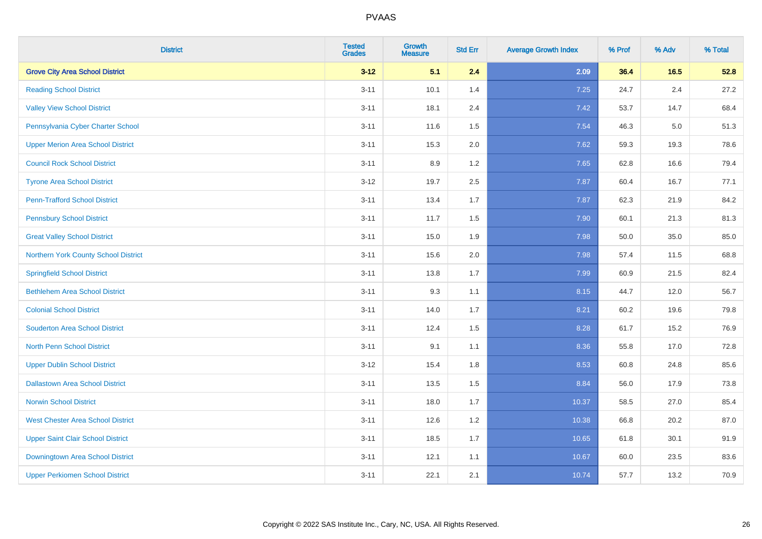| District | Tested Grades | Growth Measure | Std Err | Average Growth Index | % Prof | % Adv | % Total |
|---|---|---|---|---|---|---|---|
| **Grove City Area School District** | **3-12** | **5.1** | **2.4** | **2.09** | **36.4** | **16.5** | **52.8** |
| Reading School District | 3-11 | 10.1 | 1.4 | 7.25 | 24.7 | 2.4 | 27.2 |
| Valley View School District | 3-11 | 18.1 | 2.4 | 7.42 | 53.7 | 14.7 | 68.4 |
| Pennsylvania Cyber Charter School | 3-11 | 11.6 | 1.5 | 7.54 | 46.3 | 5.0 | 51.3 |
| Upper Merion Area School District | 3-11 | 15.3 | 2.0 | 7.62 | 59.3 | 19.3 | 78.6 |
| Council Rock School District | 3-11 | 8.9 | 1.2 | 7.65 | 62.8 | 16.6 | 79.4 |
| Tyrone Area School District | 3-12 | 19.7 | 2.5 | 7.87 | 60.4 | 16.7 | 77.1 |
| Penn-Trafford School District | 3-11 | 13.4 | 1.7 | 7.87 | 62.3 | 21.9 | 84.2 |
| Pennsbury School District | 3-11 | 11.7 | 1.5 | 7.90 | 60.1 | 21.3 | 81.3 |
| Great Valley School District | 3-11 | 15.0 | 1.9 | 7.98 | 50.0 | 35.0 | 85.0 |
| Northern York County School District | 3-11 | 15.6 | 2.0 | 7.98 | 57.4 | 11.5 | 68.8 |
| Springfield School District | 3-11 | 13.8 | 1.7 | 7.99 | 60.9 | 21.5 | 82.4 |
| Bethlehem Area School District | 3-11 | 9.3 | 1.1 | 8.15 | 44.7 | 12.0 | 56.7 |
| Colonial School District | 3-11 | 14.0 | 1.7 | 8.21 | 60.2 | 19.6 | 79.8 |
| Souderton Area School District | 3-11 | 12.4 | 1.5 | 8.28 | 61.7 | 15.2 | 76.9 |
| North Penn School District | 3-11 | 9.1 | 1.1 | 8.36 | 55.8 | 17.0 | 72.8 |
| Upper Dublin School District | 3-12 | 15.4 | 1.8 | 8.53 | 60.8 | 24.8 | 85.6 |
| Dallastown Area School District | 3-11 | 13.5 | 1.5 | 8.84 | 56.0 | 17.9 | 73.8 |
| Norwin School District | 3-11 | 18.0 | 1.7 | 10.37 | 58.5 | 27.0 | 85.4 |
| West Chester Area School District | 3-11 | 12.6 | 1.2 | 10.38 | 66.8 | 20.2 | 87.0 |
| Upper Saint Clair School District | 3-11 | 18.5 | 1.7 | 10.65 | 61.8 | 30.1 | 91.9 |
| Downingtown Area School District | 3-11 | 12.1 | 1.1 | 10.67 | 60.0 | 23.5 | 83.6 |
| Upper Perkiomen School District | 3-11 | 22.1 | 2.1 | 10.74 | 57.7 | 13.2 | 70.9 |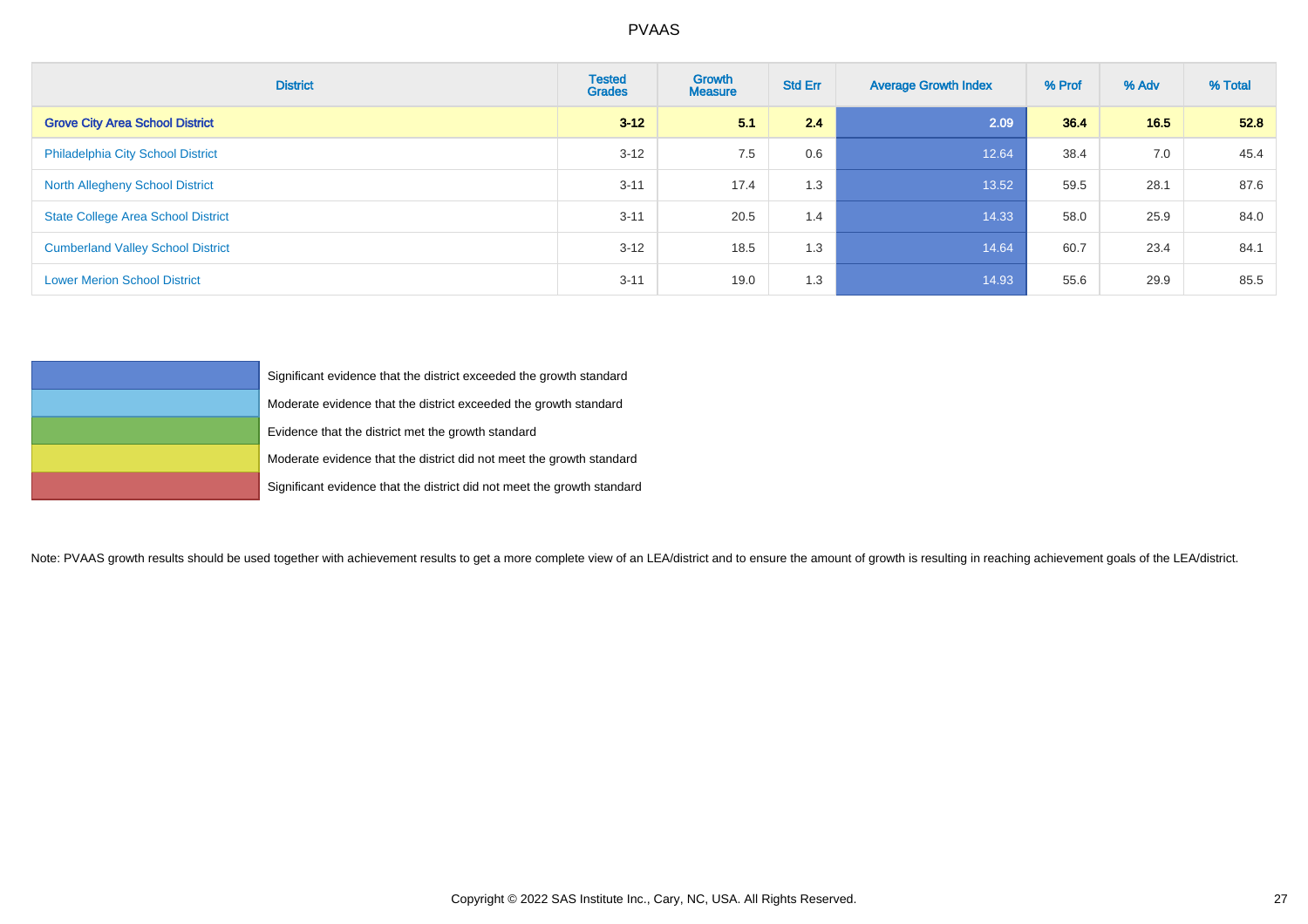# PVAAS

| District | Tested Grades | Growth Measure | Std Err | Average Growth Index | % Prof | % Adv | % Total |
|---|---|---|---|---|---|---|---|
| **Grove City Area School District** | **3-12** | **5.1** | **2.4** | **2.09** | **36.4** | **16.5** | **52.8** |
| Philadelphia City School District | 3-12 | 7.5 | 0.6 | 12.64 | 38.4 | 7.0 | 45.4 |
| North Allegheny School District | 3-11 | 17.4 | 1.3 | 13.52 | 59.5 | 28.1 | 87.6 |
| State College Area School District | 3-11 | 20.5 | 1.4 | 14.33 | 58.0 | 25.9 | 84.0 |
| Cumberland Valley School District | 3-12 | 18.5 | 1.3 | 14.64 | 60.7 | 23.4 | 84.1 |
| Lower Merion School District | 3-11 | 19.0 | 1.3 | 14.93 | 55.6 | 29.9 | 85.5 |

Significant evidence that the district exceeded the growth standard

Moderate evidence that the district exceeded the growth standard

Evidence that the district met the growth standard

Moderate evidence that the district did not meet the growth standard

Significant evidence that the district did not meet the growth standard

Note: PVAAS growth results should be used together with achievement results to get a more complete view of an LEA/district and to ensure the amount of growth is resulting in reaching achievement goals of the LEA/district.

Copyright © 2022 SAS Institute Inc., Cary, NC, USA. All Rights Reserved.